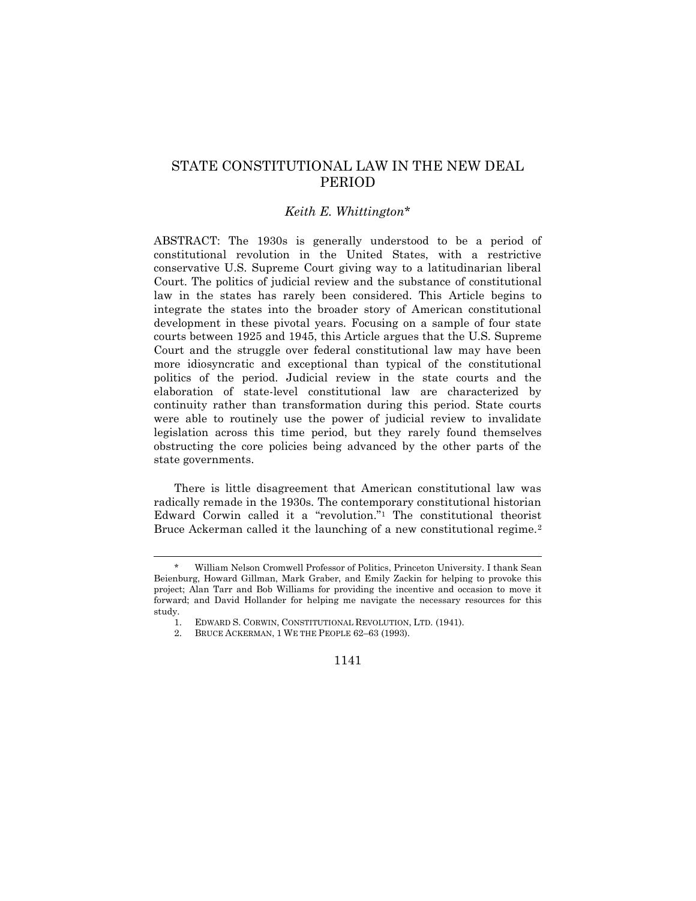# STATE CONSTITUTIONAL LAW IN THE NEW DEAL PERIOD

*Keith E. Whittington**

ABSTRACT: The 1930s is generally understood to be a period of constitutional revolution in the United States, with a restrictive conservative U.S. Supreme Court giving way to a latitudinarian liberal Court. The politics of judicial review and the substance of constitutional law in the states has rarely been considered. This Article begins to integrate the states into the broader story of American constitutional development in these pivotal years. Focusing on a sample of four state courts between 1925 and 1945, this Article argues that the U.S. Supreme Court and the struggle over federal constitutional law may have been more idiosyncratic and exceptional than typical of the constitutional politics of the period. Judicial review in the state courts and the elaboration of state-level constitutional law are characterized by continuity rather than transformation during this period. State courts were able to routinely use the power of judicial review to invalidate legislation across this time period, but they rarely found themselves obstructing the core policies being advanced by the other parts of the state governments.

There is little disagreement that American constitutional law was radically remade in the 1930s. The contemporary constitutional historian Edward Corwin called it a "revolution."[1] The constitutional theorist Bruce Ackerman called it the launching of a new constitutional regime.[2]

---

\* William Nelson Cromwell Professor of Politics, Princeton University. I thank Sean Beienburg, Howard Gillman, Mark Graber, and Emily Zackin for helping to provoke this project; Alan Tarr and Bob Williams for providing the incentive and occasion to move it forward; and David Hollander for helping me navigate the necessary resources for this study.

1. EDWARD S. CORWIN, CONSTITUTIONAL REVOLUTION, LTD. (1941).

2. BRUCE ACKERMAN, 1 WE THE PEOPLE 62–63 (1993).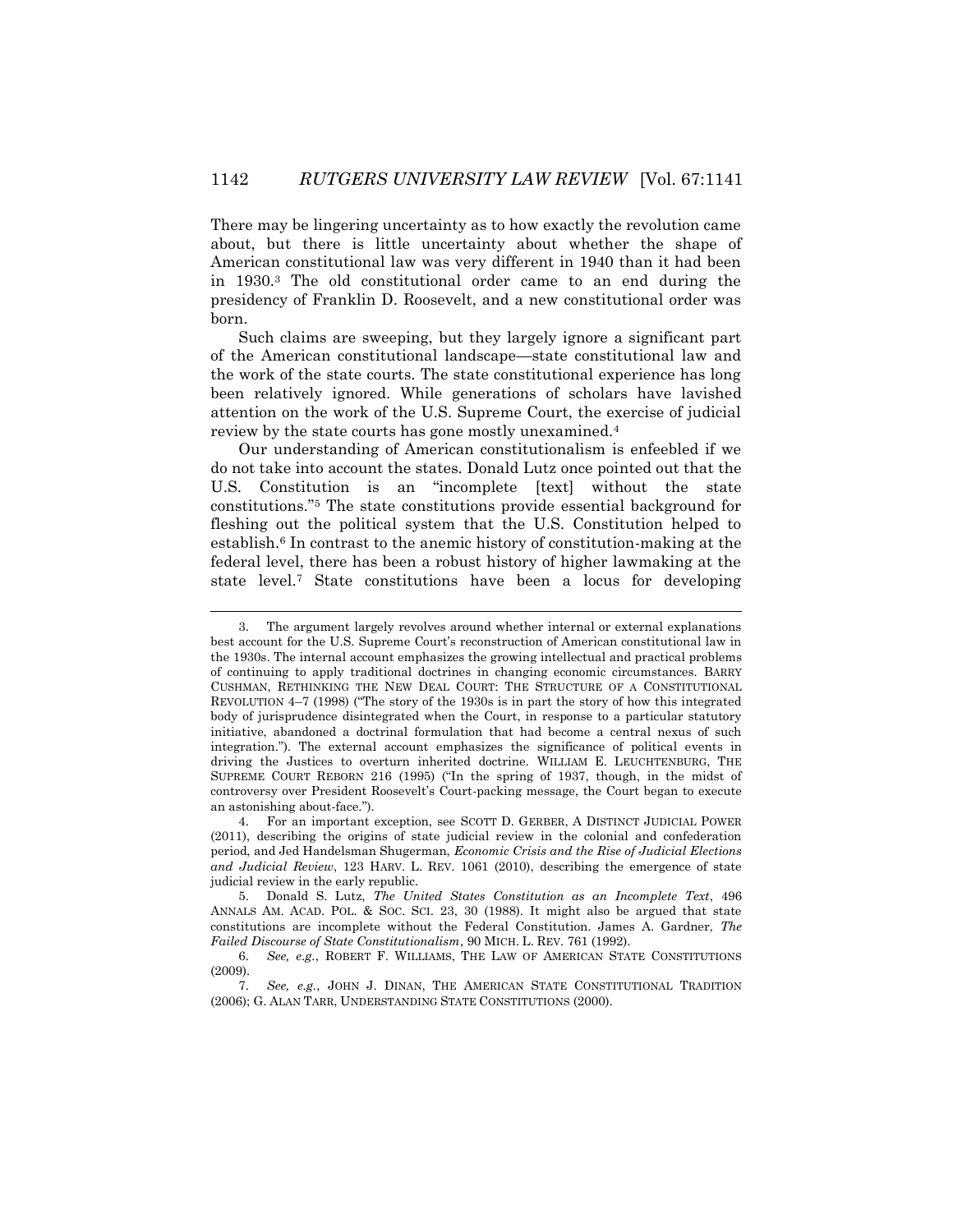There may be lingering uncertainty as to how exactly the revolution came about, but there is little uncertainty about whether the shape of American constitutional law was very different in 1940 than it had been in 1930.[3] The old constitutional order came to an end during the presidency of Franklin D. Roosevelt, and a new constitutional order was born.

Such claims are sweeping, but they largely ignore a significant part of the American constitutional landscape—state constitutional law and the work of the state courts. The state constitutional experience has long been relatively ignored. While generations of scholars have lavished attention on the work of the U.S. Supreme Court, the exercise of judicial review by the state courts has gone mostly unexamined.[4]

Our understanding of American constitutionalism is enfeebled if we do not take into account the states. Donald Lutz once pointed out that the U.S. Constitution is an "incomplete [text] without the state constitutions."[5] The state constitutions provide essential background for fleshing out the political system that the U.S. Constitution helped to establish.[6] In contrast to the anemic history of constitution-making at the federal level, there has been a robust history of higher lawmaking at the state level.[7] State constitutions have been a locus for developing

---

3. The argument largely revolves around whether internal or external explanations best account for the U.S. Supreme Court's reconstruction of American constitutional law in the 1930s. The internal account emphasizes the growing intellectual and practical problems of continuing to apply traditional doctrines in changing economic circumstances. BARRY CUSHMAN, RETHINKING THE NEW DEAL COURT: THE STRUCTURE OF A CONSTITUTIONAL REVOLUTION 4–7 (1998) ("The story of the 1930s is in part the story of how this integrated body of jurisprudence disintegrated when the Court, in response to a particular statutory initiative, abandoned a doctrinal formulation that had become a central nexus of such integration."). The external account emphasizes the significance of political events in driving the Justices to overturn inherited doctrine. WILLIAM E. LEUCHTENBURG, THE SUPREME COURT REBORN 216 (1995) ("In the spring of 1937, though, in the midst of controversy over President Roosevelt's Court-packing message, the Court began to execute an astonishing about-face.").

4. For an important exception, see SCOTT D. GERBER, A DISTINCT JUDICIAL POWER (2011), describing the origins of state judicial review in the colonial and confederation period, and Jed Handelsman Shugerman, *Economic Crisis and the Rise of Judicial Elections and Judicial Review*, 123 HARV. L. REV. 1061 (2010), describing the emergence of state judicial review in the early republic.

5. Donald S. Lutz, *The United States Constitution as an Incomplete Text*, 496 ANNALS AM. ACAD. POL. & SOC. SCI. 23, 30 (1988). It might also be argued that state constitutions are incomplete without the Federal Constitution. James A. Gardner, *The Failed Discourse of State Constitutionalism*, 90 MICH. L. REV. 761 (1992).

6. *See, e.g.*, ROBERT F. WILLIAMS, THE LAW OF AMERICAN STATE CONSTITUTIONS (2009).

7. *See, e.g.*, JOHN J. DINAN, THE AMERICAN STATE CONSTITUTIONAL TRADITION (2006); G. ALAN TARR, UNDERSTANDING STATE CONSTITUTIONS (2000).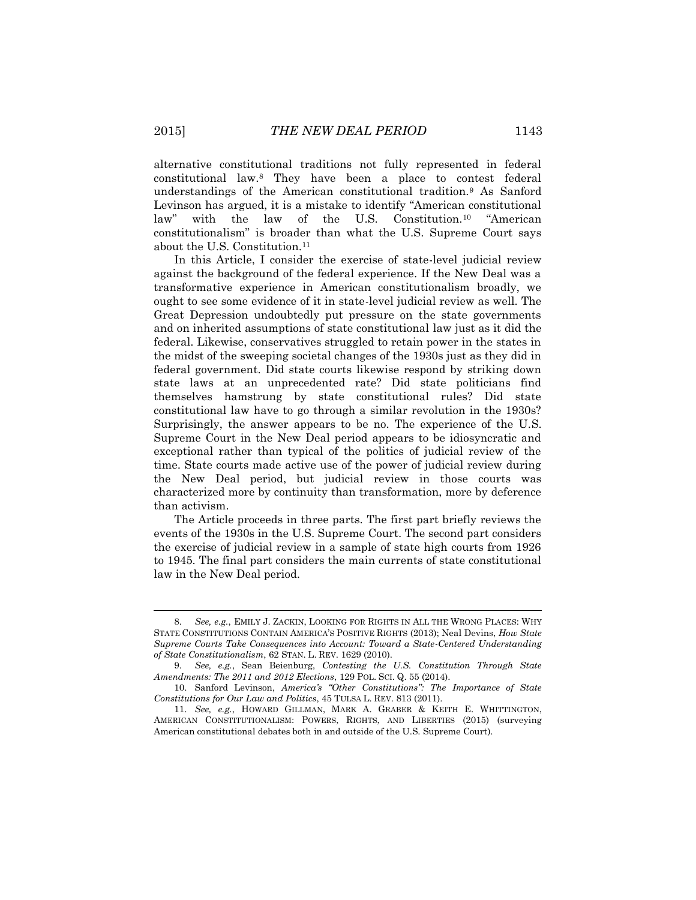alternative constitutional traditions not fully represented in federal constitutional law.[8] They have been a place to contest federal understandings of the American constitutional tradition.[9] As Sanford Levinson has argued, it is a mistake to identify "American constitutional law" with the law of the U.S. Constitution.[10] "American constitutionalism" is broader than what the U.S. Supreme Court says about the U.S. Constitution.[11]

In this Article, I consider the exercise of state-level judicial review against the background of the federal experience. If the New Deal was a transformative experience in American constitutionalism broadly, we ought to see some evidence of it in state-level judicial review as well. The Great Depression undoubtedly put pressure on the state governments and on inherited assumptions of state constitutional law just as it did the federal. Likewise, conservatives struggled to retain power in the states in the midst of the sweeping societal changes of the 1930s just as they did in federal government. Did state courts likewise respond by striking down state laws at an unprecedented rate? Did state politicians find themselves hamstrung by state constitutional rules? Did state constitutional law have to go through a similar revolution in the 1930s? Surprisingly, the answer appears to be no. The experience of the U.S. Supreme Court in the New Deal period appears to be idiosyncratic and exceptional rather than typical of the politics of judicial review of the time. State courts made active use of the power of judicial review during the New Deal period, but judicial review in those courts was characterized more by continuity than transformation, more by deference than activism.

The Article proceeds in three parts. The first part briefly reviews the events of the 1930s in the U.S. Supreme Court. The second part considers the exercise of judicial review in a sample of state high courts from 1926 to 1945. The final part considers the main currents of state constitutional law in the New Deal period.

---

8. *See, e.g.*, EMILY J. ZACKIN, LOOKING FOR RIGHTS IN ALL THE WRONG PLACES: WHY STATE CONSTITUTIONS CONTAIN AMERICA'S POSITIVE RIGHTS (2013); Neal Devins, *How State Supreme Courts Take Consequences into Account: Toward a State-Centered Understanding of State Constitutionalism*, 62 STAN. L. REV. 1629 (2010).

9. *See, e.g.*, Sean Beienburg, *Contesting the U.S. Constitution Through State Amendments: The 2011 and 2012 Elections*, 129 POL. SCI. Q. 55 (2014).

10. Sanford Levinson, *America's "Other Constitutions": The Importance of State Constitutions for Our Law and Politics*, 45 TULSA L. REV. 813 (2011).

11. *See, e.g.*, HOWARD GILLMAN, MARK A. GRABER & KEITH E. WHITTINGTON, AMERICAN CONSTITUTIONALISM: POWERS, RIGHTS, AND LIBERTIES (2015) (surveying American constitutional debates both in and outside of the U.S. Supreme Court).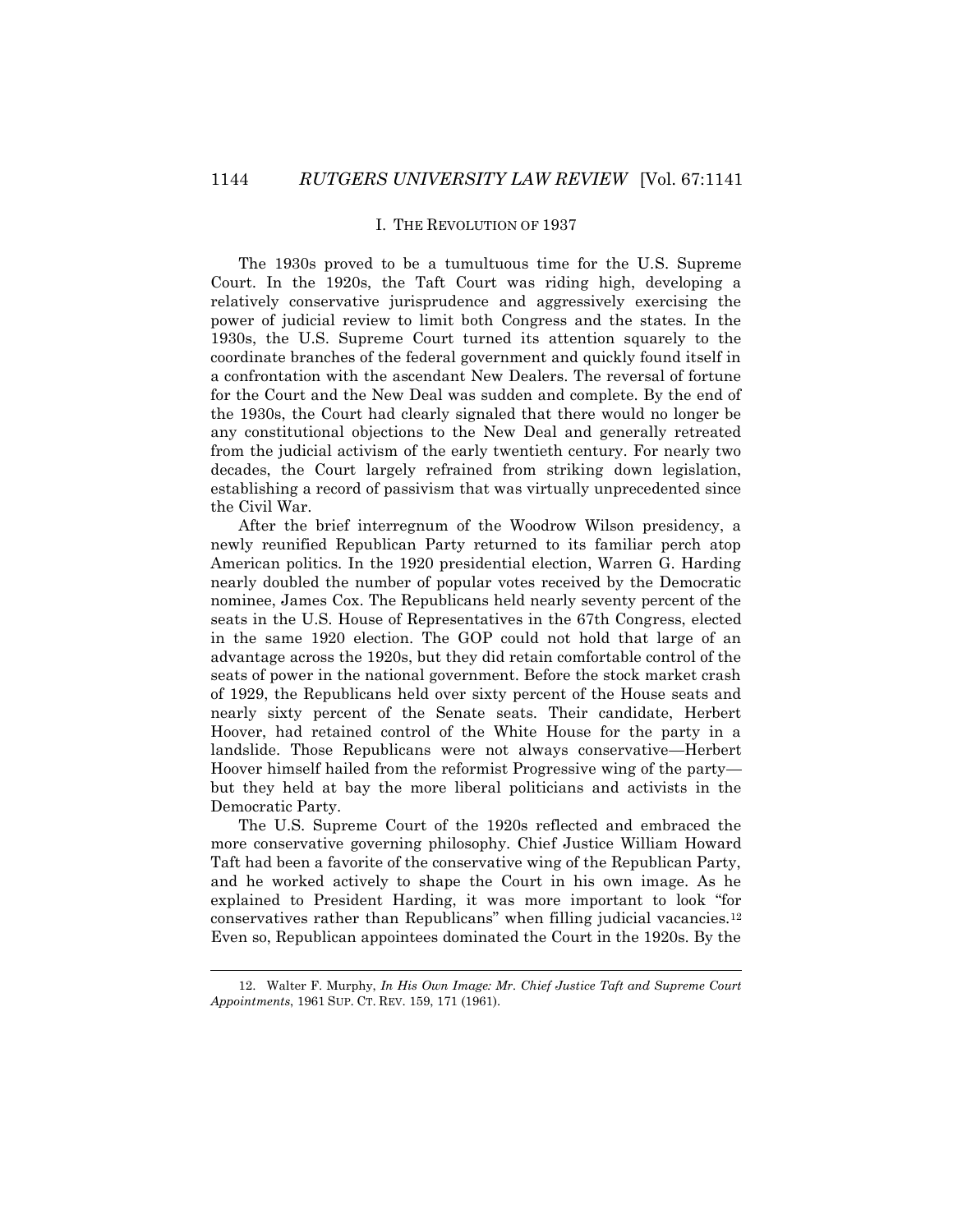## I. THE REVOLUTION OF 1937

The 1930s proved to be a tumultuous time for the U.S. Supreme Court. In the 1920s, the Taft Court was riding high, developing a relatively conservative jurisprudence and aggressively exercising the power of judicial review to limit both Congress and the states. In the 1930s, the U.S. Supreme Court turned its attention squarely to the coordinate branches of the federal government and quickly found itself in a confrontation with the ascendant New Dealers. The reversal of fortune for the Court and the New Deal was sudden and complete. By the end of the 1930s, the Court had clearly signaled that there would no longer be any constitutional objections to the New Deal and generally retreated from the judicial activism of the early twentieth century. For nearly two decades, the Court largely refrained from striking down legislation, establishing a record of passivism that was virtually unprecedented since the Civil War.

After the brief interregnum of the Woodrow Wilson presidency, a newly reunified Republican Party returned to its familiar perch atop American politics. In the 1920 presidential election, Warren G. Harding nearly doubled the number of popular votes received by the Democratic nominee, James Cox. The Republicans held nearly seventy percent of the seats in the U.S. House of Representatives in the 67th Congress, elected in the same 1920 election. The GOP could not hold that large of an advantage across the 1920s, but they did retain comfortable control of the seats of power in the national government. Before the stock market crash of 1929, the Republicans held over sixty percent of the House seats and nearly sixty percent of the Senate seats. Their candidate, Herbert Hoover, had retained control of the White House for the party in a landslide. Those Republicans were not always conservative—Herbert Hoover himself hailed from the reformist Progressive wing of the party—but they held at bay the more liberal politicians and activists in the Democratic Party.

The U.S. Supreme Court of the 1920s reflected and embraced the more conservative governing philosophy. Chief Justice William Howard Taft had been a favorite of the conservative wing of the Republican Party, and he worked actively to shape the Court in his own image. As he explained to President Harding, it was more important to look "for conservatives rather than Republicans" when filling judicial vacancies.[12] Even so, Republican appointees dominated the Court in the 1920s. By the

---

12. Walter F. Murphy, *In His Own Image: Mr. Chief Justice Taft and Supreme Court Appointments*, 1961 SUP. CT. REV. 159, 171 (1961).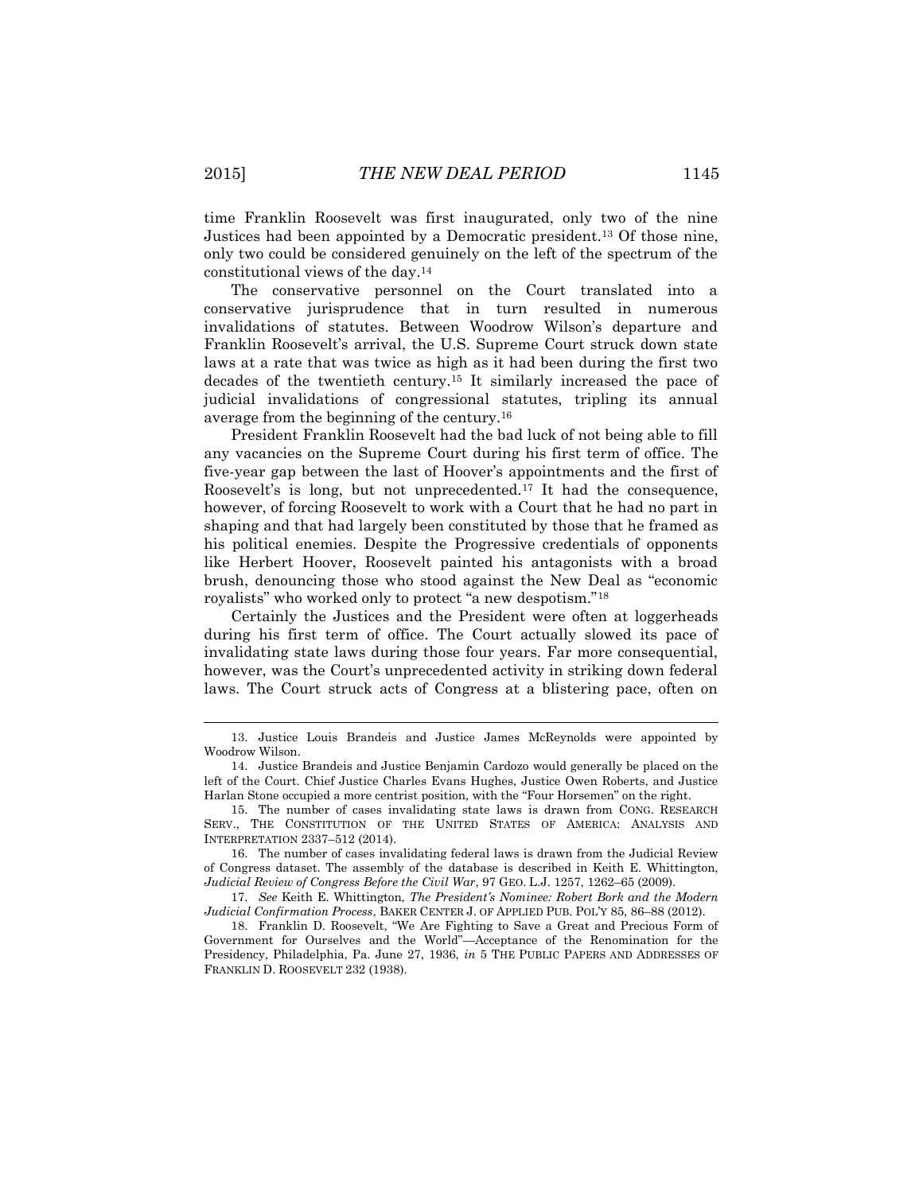time Franklin Roosevelt was first inaugurated, only two of the nine Justices had been appointed by a Democratic president.[13] Of those nine, only two could be considered genuinely on the left of the spectrum of the constitutional views of the day.[14]

The conservative personnel on the Court translated into a conservative jurisprudence that in turn resulted in numerous invalidations of statutes. Between Woodrow Wilson's departure and Franklin Roosevelt's arrival, the U.S. Supreme Court struck down state laws at a rate that was twice as high as it had been during the first two decades of the twentieth century.[15] It similarly increased the pace of judicial invalidations of congressional statutes, tripling its annual average from the beginning of the century.[16]

President Franklin Roosevelt had the bad luck of not being able to fill any vacancies on the Supreme Court during his first term of office. The five-year gap between the last of Hoover's appointments and the first of Roosevelt's is long, but not unprecedented.[17] It had the consequence, however, of forcing Roosevelt to work with a Court that he had no part in shaping and that had largely been constituted by those that he framed as his political enemies. Despite the Progressive credentials of opponents like Herbert Hoover, Roosevelt painted his antagonists with a broad brush, denouncing those who stood against the New Deal as "economic royalists" who worked only to protect "a new despotism."[18]

Certainly the Justices and the President were often at loggerheads during his first term of office. The Court actually slowed its pace of invalidating state laws during those four years. Far more consequential, however, was the Court's unprecedented activity in striking down federal laws. The Court struck acts of Congress at a blistering pace, often on

---

13. Justice Louis Brandeis and Justice James McReynolds were appointed by Woodrow Wilson.

14. Justice Brandeis and Justice Benjamin Cardozo would generally be placed on the left of the Court. Chief Justice Charles Evans Hughes, Justice Owen Roberts, and Justice Harlan Stone occupied a more centrist position, with the "Four Horsemen" on the right.

15. The number of cases invalidating state laws is drawn from CONG. RESEARCH SERV., THE CONSTITUTION OF THE UNITED STATES OF AMERICA: ANALYSIS AND INTERPRETATION 2337–512 (2014).

16. The number of cases invalidating federal laws is drawn from the Judicial Review of Congress dataset. The assembly of the database is described in Keith E. Whittington, *Judicial Review of Congress Before the Civil War*, 97 GEO. L.J. 1257, 1262–65 (2009).

17. *See* Keith E. Whittington, *The President's Nominee: Robert Bork and the Modern Judicial Confirmation Process*, BAKER CENTER J. OF APPLIED PUB. POL'Y 85, 86–88 (2012).

18. Franklin D. Roosevelt, "We Are Fighting to Save a Great and Precious Form of Government for Ourselves and the World"—Acceptance of the Renomination for the Presidency, Philadelphia, Pa. June 27, 1936, *in* 5 THE PUBLIC PAPERS AND ADDRESSES OF FRANKLIN D. ROOSEVELT 232 (1938).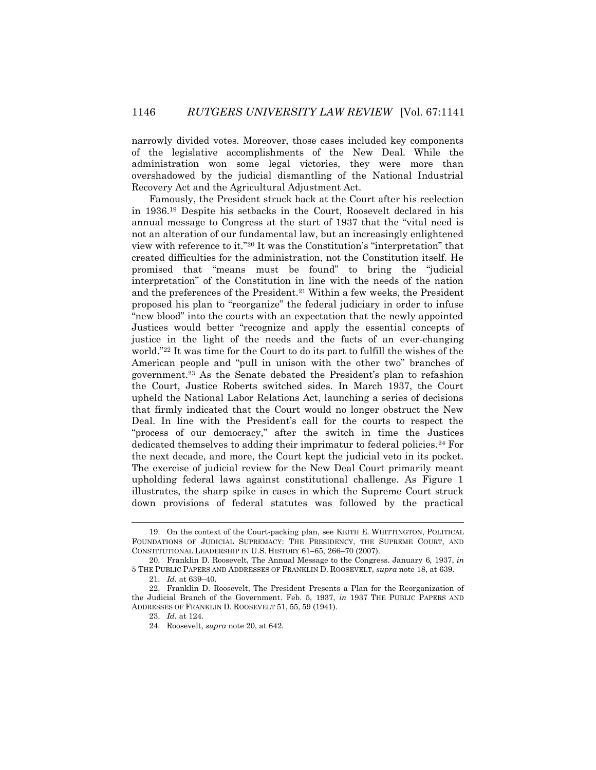narrowly divided votes. Moreover, those cases included key components of the legislative accomplishments of the New Deal. While the administration won some legal victories, they were more than overshadowed by the judicial dismantling of the National Industrial Recovery Act and the Agricultural Adjustment Act.

Famously, the President struck back at the Court after his reelection in 1936.[19] Despite his setbacks in the Court, Roosevelt declared in his annual message to Congress at the start of 1937 that the "vital need is not an alteration of our fundamental law, but an increasingly enlightened view with reference to it."[20] It was the Constitution's "interpretation" that created difficulties for the administration, not the Constitution itself. He promised that "means must be found" to bring the "judicial interpretation" of the Constitution in line with the needs of the nation and the preferences of the President.[21] Within a few weeks, the President proposed his plan to "reorganize" the federal judiciary in order to infuse "new blood" into the courts with an expectation that the newly appointed Justices would better "recognize and apply the essential concepts of justice in the light of the needs and the facts of an ever-changing world."[22] It was time for the Court to do its part to fulfill the wishes of the American people and "pull in unison with the other two" branches of government.[23] As the Senate debated the President's plan to refashion the Court, Justice Roberts switched sides. In March 1937, the Court upheld the National Labor Relations Act, launching a series of decisions that firmly indicated that the Court would no longer obstruct the New Deal. In line with the President's call for the courts to respect the "process of our democracy," after the switch in time the Justices dedicated themselves to adding their imprimatur to federal policies.[24] For the next decade, and more, the Court kept the judicial veto in its pocket. The exercise of judicial review for the New Deal Court primarily meant upholding federal laws against constitutional challenge. As Figure 1 illustrates, the sharp spike in cases in which the Supreme Court struck down provisions of federal statutes was followed by the practical

---

19. On the context of the Court-packing plan, see KEITH E. WHITTINGTON, POLITICAL FOUNDATIONS OF JUDICIAL SUPREMACY: THE PRESIDENCY, THE SUPREME COURT, AND CONSTITUTIONAL LEADERSHIP IN U.S. HISTORY 61–65, 266–70 (2007).

20. Franklin D. Roosevelt, The Annual Message to the Congress. January 6, 1937, *in* 5 THE PUBLIC PAPERS AND ADDRESSES OF FRANKLIN D. ROOSEVELT, *supra* note 18, at 639.

21. *Id.* at 639–40.

22. Franklin D. Roosevelt, The President Presents a Plan for the Reorganization of the Judicial Branch of the Government. Feb. 5, 1937, *in* 1937 THE PUBLIC PAPERS AND ADDRESSES OF FRANKLIN D. ROOSEVELT 51, 55, 59 (1941).

23. *Id.* at 124.

24. Roosevelt, *supra* note 20, at 642.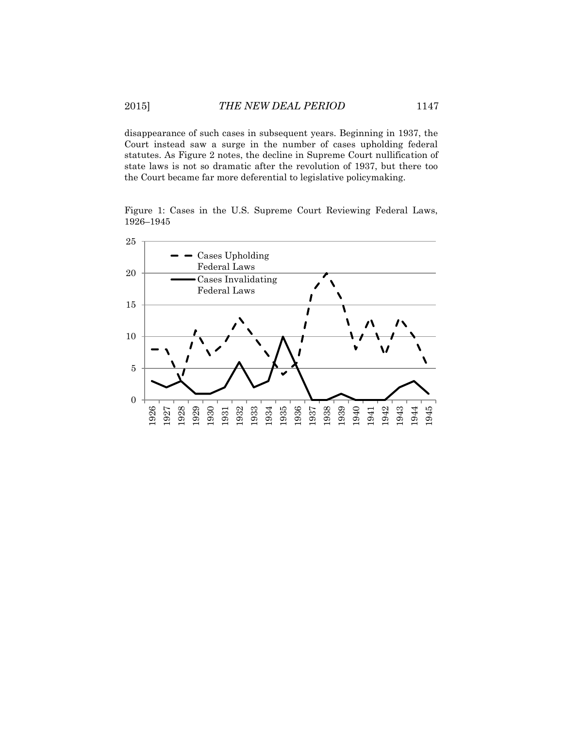disappearance of such cases in subsequent years. Beginning in 1937, the Court instead saw a surge in the number of cases upholding federal statutes. As Figure 2 notes, the decline in Supreme Court nullification of state laws is not so dramatic after the revolution of 1937, but there too the Court became far more deferential to legislative policymaking.

Figure 1: Cases in the U.S. Supreme Court Reviewing Federal Laws, 1926–1945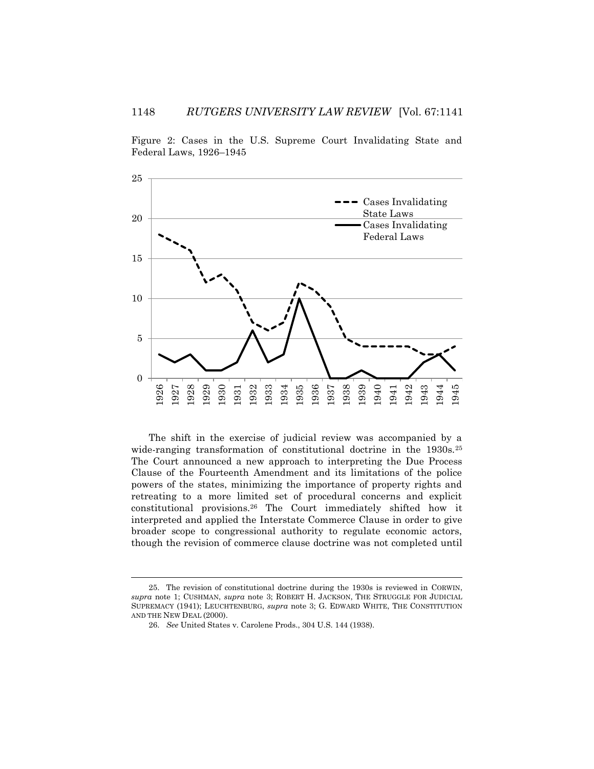Figure 2: Cases in the U.S. Supreme Court Invalidating State and Federal Laws, 1926–1945

The shift in the exercise of judicial review was accompanied by a wide-ranging transformation of constitutional doctrine in the 1930s.[25] The Court announced a new approach to interpreting the Due Process Clause of the Fourteenth Amendment and its limitations of the police powers of the states, minimizing the importance of property rights and retreating to a more limited set of procedural concerns and explicit constitutional provisions.[26] The Court immediately shifted how it interpreted and applied the Interstate Commerce Clause in order to give broader scope to congressional authority to regulate economic actors, though the revision of commerce clause doctrine was not completed until

---

25. The revision of constitutional doctrine during the 1930s is reviewed in CORWIN, *supra* note 1; CUSHMAN, *supra* note 3; ROBERT H. JACKSON, THE STRUGGLE FOR JUDICIAL SUPREMACY (1941); LEUCHTENBURG, *supra* note 3; G. EDWARD WHITE, THE CONSTITUTION AND THE NEW DEAL (2000).

26. *See* United States v. Carolene Prods., 304 U.S. 144 (1938).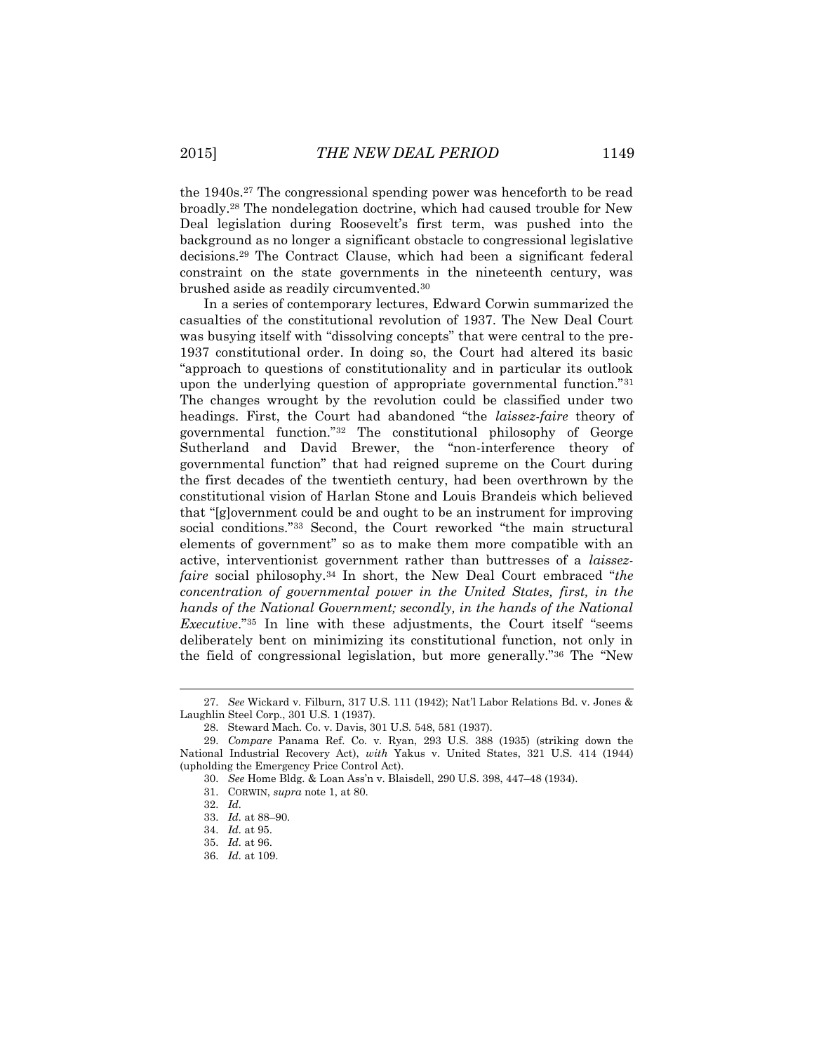the 1940s.[27] The congressional spending power was henceforth to be read broadly.[28] The nondelegation doctrine, which had caused trouble for New Deal legislation during Roosevelt's first term, was pushed into the background as no longer a significant obstacle to congressional legislative decisions.[29] The Contract Clause, which had been a significant federal constraint on the state governments in the nineteenth century, was brushed aside as readily circumvented.[30]

In a series of contemporary lectures, Edward Corwin summarized the casualties of the constitutional revolution of 1937. The New Deal Court was busying itself with "dissolving concepts" that were central to the pre-1937 constitutional order. In doing so, the Court had altered its basic "approach to questions of constitutionality and in particular its outlook upon the underlying question of appropriate governmental function."[31] The changes wrought by the revolution could be classified under two headings. First, the Court had abandoned "the *laissez-faire* theory of governmental function."[32] The constitutional philosophy of George Sutherland and David Brewer, the "non-interference theory of governmental function" that had reigned supreme on the Court during the first decades of the twentieth century, had been overthrown by the constitutional vision of Harlan Stone and Louis Brandeis which believed that "[g]overnment could be and ought to be an instrument for improving social conditions."[33] Second, the Court reworked "the main structural elements of government" so as to make them more compatible with an active, interventionist government rather than buttresses of a *laissez-faire* social philosophy.[34] In short, the New Deal Court embraced "*the concentration of governmental power in the United States, first, in the hands of the National Government; secondly, in the hands of the National Executive*."[35] In line with these adjustments, the Court itself "seems deliberately bent on minimizing its constitutional function, not only in the field of congressional legislation, but more generally."[36] The "New

---

27. *See* Wickard v. Filburn, 317 U.S. 111 (1942); Nat'l Labor Relations Bd. v. Jones & Laughlin Steel Corp., 301 U.S. 1 (1937).

28. Steward Mach. Co. v. Davis, 301 U.S. 548, 581 (1937).

29. *Compare* Panama Ref. Co. v. Ryan, 293 U.S. 388 (1935) (striking down the National Industrial Recovery Act), *with* Yakus v. United States, 321 U.S. 414 (1944) (upholding the Emergency Price Control Act).

30. *See* Home Bldg. & Loan Ass'n v. Blaisdell, 290 U.S. 398, 447–48 (1934).

31. CORWIN, *supra* note 1, at 80.

32. *Id.*

33. *Id.* at 88–90.

34. *Id.* at 95.

35. *Id.* at 96.

36. *Id.* at 109.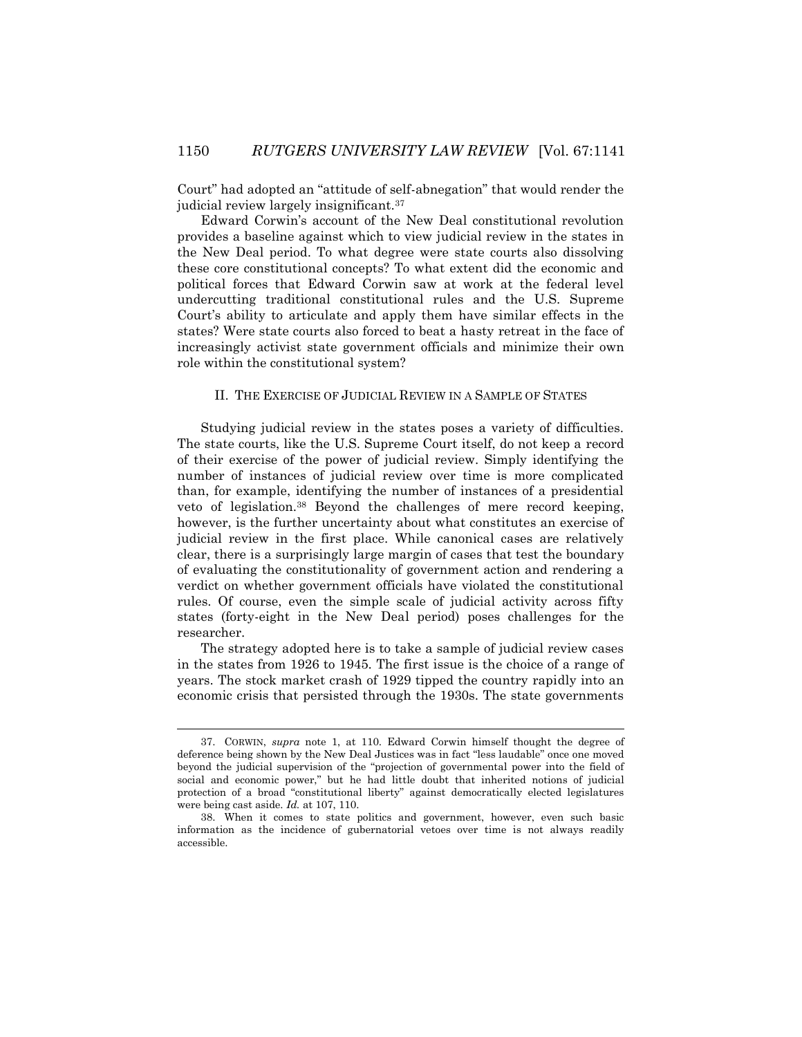Court" had adopted an "attitude of self-abnegation" that would render the judicial review largely insignificant.[37]

Edward Corwin's account of the New Deal constitutional revolution provides a baseline against which to view judicial review in the states in the New Deal period. To what degree were state courts also dissolving these core constitutional concepts? To what extent did the economic and political forces that Edward Corwin saw at work at the federal level undercutting traditional constitutional rules and the U.S. Supreme Court's ability to articulate and apply them have similar effects in the states? Were state courts also forced to beat a hasty retreat in the face of increasingly activist state government officials and minimize their own role within the constitutional system?

## II. THE EXERCISE OF JUDICIAL REVIEW IN A SAMPLE OF STATES

Studying judicial review in the states poses a variety of difficulties. The state courts, like the U.S. Supreme Court itself, do not keep a record of their exercise of the power of judicial review. Simply identifying the number of instances of judicial review over time is more complicated than, for example, identifying the number of instances of a presidential veto of legislation.[38] Beyond the challenges of mere record keeping, however, is the further uncertainty about what constitutes an exercise of judicial review in the first place. While canonical cases are relatively clear, there is a surprisingly large margin of cases that test the boundary of evaluating the constitutionality of government action and rendering a verdict on whether government officials have violated the constitutional rules. Of course, even the simple scale of judicial activity across fifty states (forty-eight in the New Deal period) poses challenges for the researcher.

The strategy adopted here is to take a sample of judicial review cases in the states from 1926 to 1945. The first issue is the choice of a range of years. The stock market crash of 1929 tipped the country rapidly into an economic crisis that persisted through the 1930s. The state governments

---

37. CORWIN, *supra* note 1, at 110. Edward Corwin himself thought the degree of deference being shown by the New Deal Justices was in fact "less laudable" once one moved beyond the judicial supervision of the "projection of governmental power into the field of social and economic power," but he had little doubt that inherited notions of judicial protection of a broad "constitutional liberty" against democratically elected legislatures were being cast aside. *Id.* at 107, 110.

38. When it comes to state politics and government, however, even such basic information as the incidence of gubernatorial vetoes over time is not always readily accessible.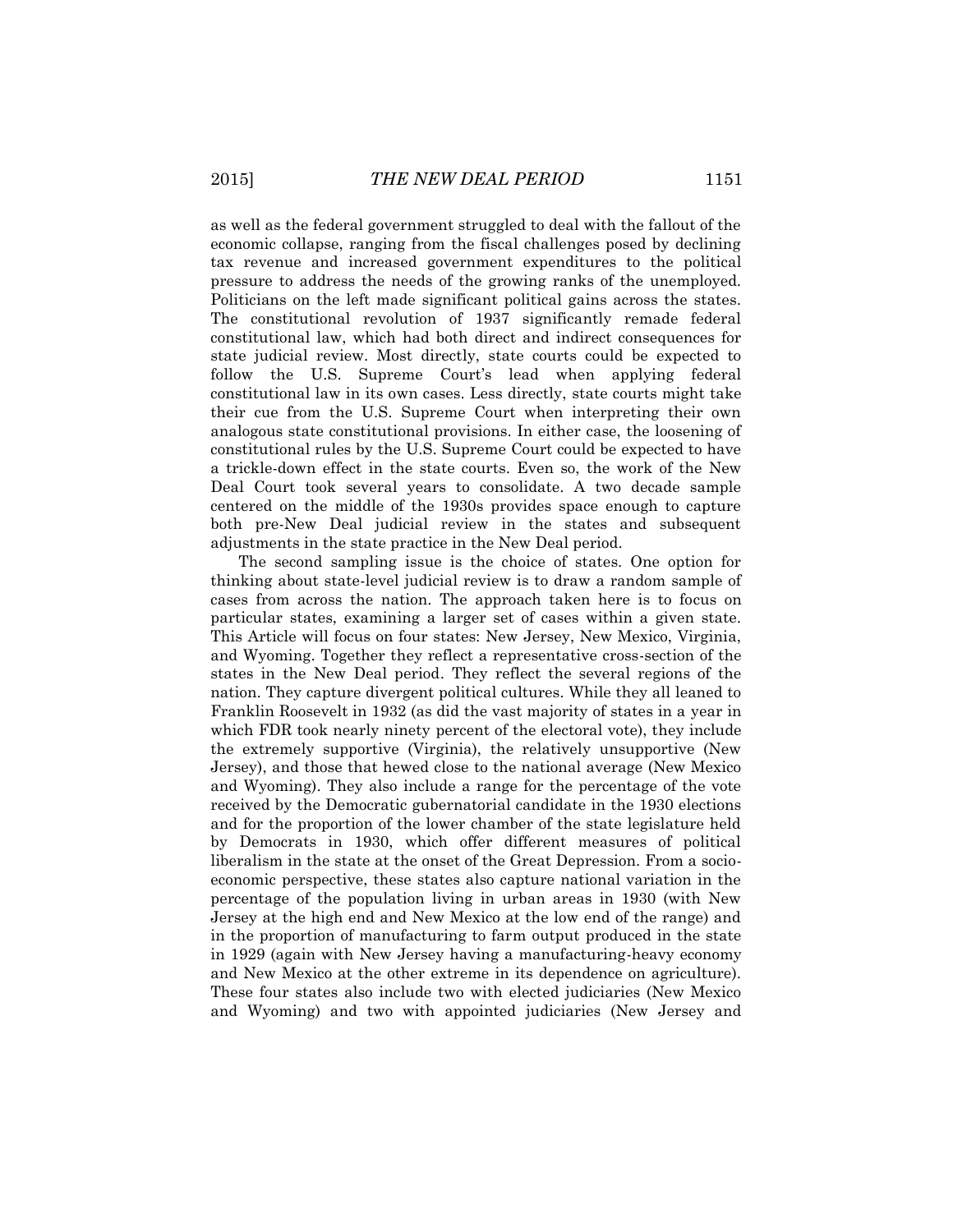as well as the federal government struggled to deal with the fallout of the economic collapse, ranging from the fiscal challenges posed by declining tax revenue and increased government expenditures to the political pressure to address the needs of the growing ranks of the unemployed. Politicians on the left made significant political gains across the states. The constitutional revolution of 1937 significantly remade federal constitutional law, which had both direct and indirect consequences for state judicial review. Most directly, state courts could be expected to follow the U.S. Supreme Court's lead when applying federal constitutional law in its own cases. Less directly, state courts might take their cue from the U.S. Supreme Court when interpreting their own analogous state constitutional provisions. In either case, the loosening of constitutional rules by the U.S. Supreme Court could be expected to have a trickle-down effect in the state courts. Even so, the work of the New Deal Court took several years to consolidate. A two decade sample centered on the middle of the 1930s provides space enough to capture both pre-New Deal judicial review in the states and subsequent adjustments in the state practice in the New Deal period.

The second sampling issue is the choice of states. One option for thinking about state-level judicial review is to draw a random sample of cases from across the nation. The approach taken here is to focus on particular states, examining a larger set of cases within a given state. This Article will focus on four states: New Jersey, New Mexico, Virginia, and Wyoming. Together they reflect a representative cross-section of the states in the New Deal period. They reflect the several regions of the nation. They capture divergent political cultures. While they all leaned to Franklin Roosevelt in 1932 (as did the vast majority of states in a year in which FDR took nearly ninety percent of the electoral vote), they include the extremely supportive (Virginia), the relatively unsupportive (New Jersey), and those that hewed close to the national average (New Mexico and Wyoming). They also include a range for the percentage of the vote received by the Democratic gubernatorial candidate in the 1930 elections and for the proportion of the lower chamber of the state legislature held by Democrats in 1930, which offer different measures of political liberalism in the state at the onset of the Great Depression. From a socio-economic perspective, these states also capture national variation in the percentage of the population living in urban areas in 1930 (with New Jersey at the high end and New Mexico at the low end of the range) and in the proportion of manufacturing to farm output produced in the state in 1929 (again with New Jersey having a manufacturing-heavy economy and New Mexico at the other extreme in its dependence on agriculture). These four states also include two with elected judiciaries (New Mexico and Wyoming) and two with appointed judiciaries (New Jersey and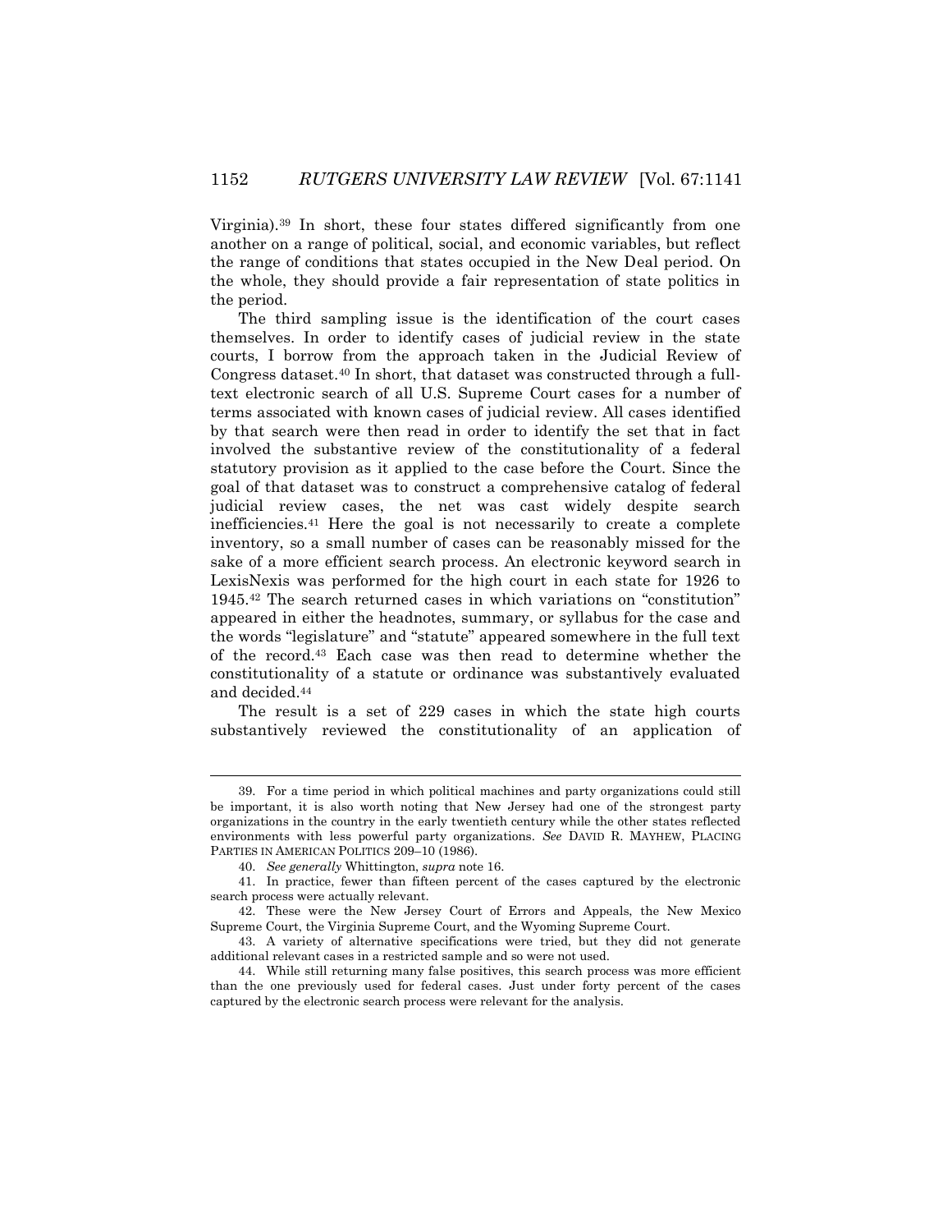Virginia).[39] In short, these four states differed significantly from one another on a range of political, social, and economic variables, but reflect the range of conditions that states occupied in the New Deal period. On the whole, they should provide a fair representation of state politics in the period.

The third sampling issue is the identification of the court cases themselves. In order to identify cases of judicial review in the state courts, I borrow from the approach taken in the Judicial Review of Congress dataset.[40] In short, that dataset was constructed through a full-text electronic search of all U.S. Supreme Court cases for a number of terms associated with known cases of judicial review. All cases identified by that search were then read in order to identify the set that in fact involved the substantive review of the constitutionality of a federal statutory provision as it applied to the case before the Court. Since the goal of that dataset was to construct a comprehensive catalog of federal judicial review cases, the net was cast widely despite search inefficiencies.[41] Here the goal is not necessarily to create a complete inventory, so a small number of cases can be reasonably missed for the sake of a more efficient search process. An electronic keyword search in LexisNexis was performed for the high court in each state for 1926 to 1945.[42] The search returned cases in which variations on "constitution" appeared in either the headnotes, summary, or syllabus for the case and the words "legislature" and "statute" appeared somewhere in the full text of the record.[43] Each case was then read to determine whether the constitutionality of a statute or ordinance was substantively evaluated and decided.[44]

The result is a set of 229 cases in which the state high courts substantively reviewed the constitutionality of an application of

---

39. For a time period in which political machines and party organizations could still be important, it is also worth noting that New Jersey had one of the strongest party organizations in the country in the early twentieth century while the other states reflected environments with less powerful party organizations. *See* DAVID R. MAYHEW, PLACING PARTIES IN AMERICAN POLITICS 209–10 (1986).

40. *See generally* Whittington, *supra* note 16.

41. In practice, fewer than fifteen percent of the cases captured by the electronic search process were actually relevant.

42. These were the New Jersey Court of Errors and Appeals, the New Mexico Supreme Court, the Virginia Supreme Court, and the Wyoming Supreme Court.

43. A variety of alternative specifications were tried, but they did not generate additional relevant cases in a restricted sample and so were not used.

44. While still returning many false positives, this search process was more efficient than the one previously used for federal cases. Just under forty percent of the cases captured by the electronic search process were relevant for the analysis.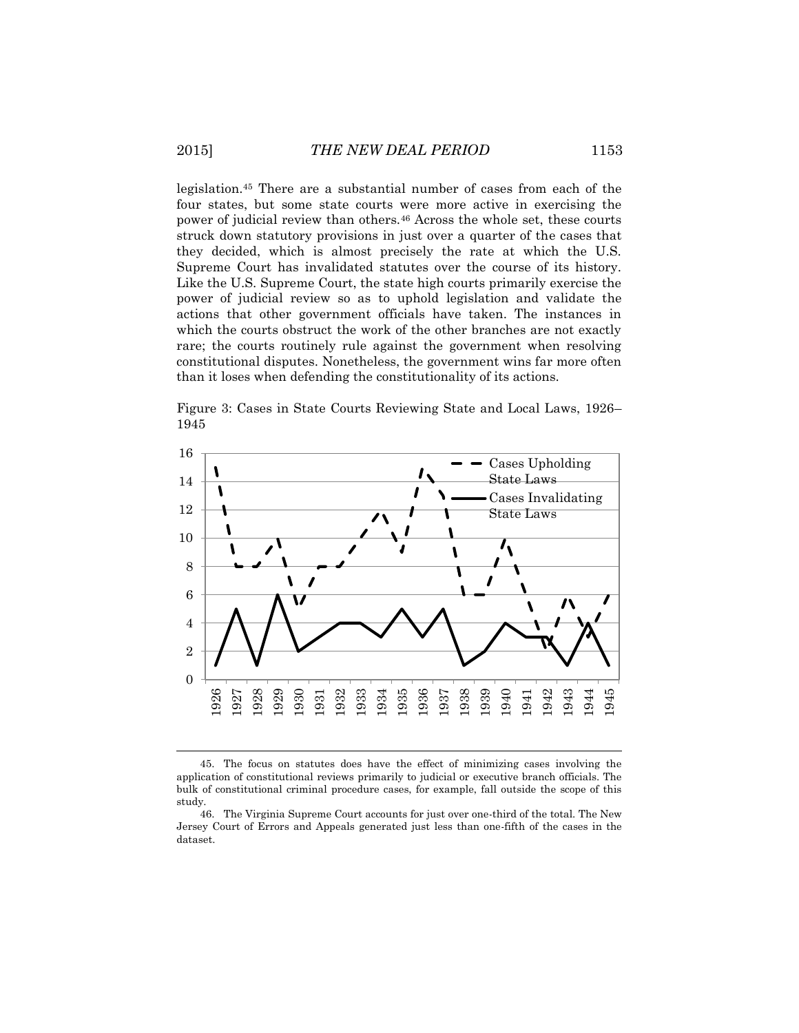legislation.[45] There are a substantial number of cases from each of the four states, but some state courts were more active in exercising the power of judicial review than others.[46] Across the whole set, these courts struck down statutory provisions in just over a quarter of the cases that they decided, which is almost precisely the rate at which the U.S. Supreme Court has invalidated statutes over the course of its history. Like the U.S. Supreme Court, the state high courts primarily exercise the power of judicial review so as to uphold legislation and validate the actions that other government officials have taken. The instances in which the courts obstruct the work of the other branches are not exactly rare; the courts routinely rule against the government when resolving constitutional disputes. Nonetheless, the government wins far more often than it loses when defending the constitutionality of its actions.

Figure 3: Cases in State Courts Reviewing State and Local Laws, 1926–1945

---

45. The focus on statutes does have the effect of minimizing cases involving the application of constitutional reviews primarily to judicial or executive branch officials. The bulk of constitutional criminal procedure cases, for example, fall outside the scope of this study.

46. The Virginia Supreme Court accounts for just over one-third of the total. The New Jersey Court of Errors and Appeals generated just less than one-fifth of the cases in the dataset.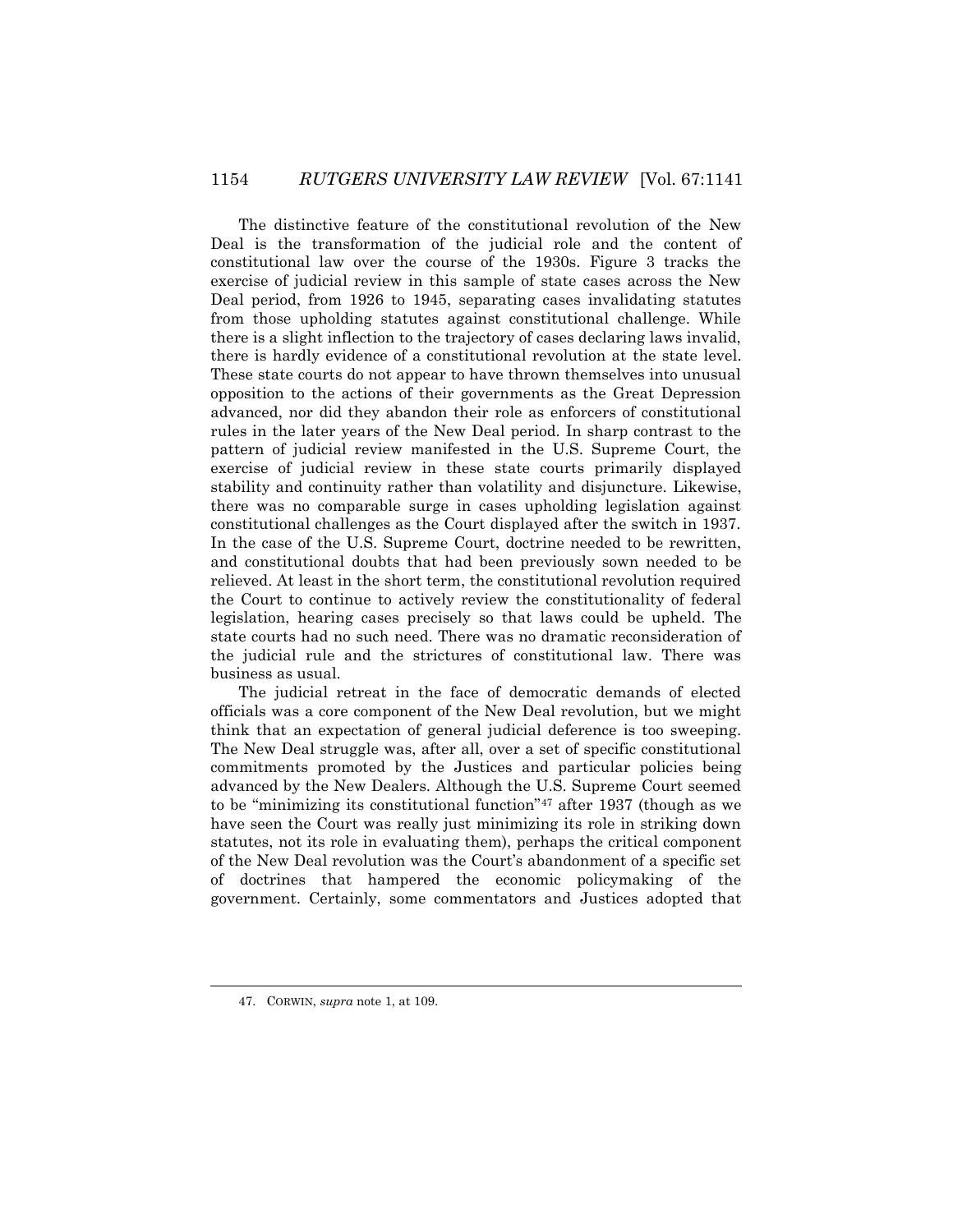The distinctive feature of the constitutional revolution of the New Deal is the transformation of the judicial role and the content of constitutional law over the course of the 1930s. Figure 3 tracks the exercise of judicial review in this sample of state cases across the New Deal period, from 1926 to 1945, separating cases invalidating statutes from those upholding statutes against constitutional challenge. While there is a slight inflection to the trajectory of cases declaring laws invalid, there is hardly evidence of a constitutional revolution at the state level. These state courts do not appear to have thrown themselves into unusual opposition to the actions of their governments as the Great Depression advanced, nor did they abandon their role as enforcers of constitutional rules in the later years of the New Deal period. In sharp contrast to the pattern of judicial review manifested in the U.S. Supreme Court, the exercise of judicial review in these state courts primarily displayed stability and continuity rather than volatility and disjuncture. Likewise, there was no comparable surge in cases upholding legislation against constitutional challenges as the Court displayed after the switch in 1937. In the case of the U.S. Supreme Court, doctrine needed to be rewritten, and constitutional doubts that had been previously sown needed to be relieved. At least in the short term, the constitutional revolution required the Court to continue to actively review the constitutionality of federal legislation, hearing cases precisely so that laws could be upheld. The state courts had no such need. There was no dramatic reconsideration of the judicial rule and the strictures of constitutional law. There was business as usual.

The judicial retreat in the face of democratic demands of elected officials was a core component of the New Deal revolution, but we might think that an expectation of general judicial deference is too sweeping. The New Deal struggle was, after all, over a set of specific constitutional commitments promoted by the Justices and particular policies being advanced by the New Dealers. Although the U.S. Supreme Court seemed to be "minimizing its constitutional function"[47] after 1937 (though as we have seen the Court was really just minimizing its role in striking down statutes, not its role in evaluating them), perhaps the critical component of the New Deal revolution was the Court's abandonment of a specific set of doctrines that hampered the economic policymaking of the government. Certainly, some commentators and Justices adopted that

---

47. CORWIN, *supra* note 1, at 109.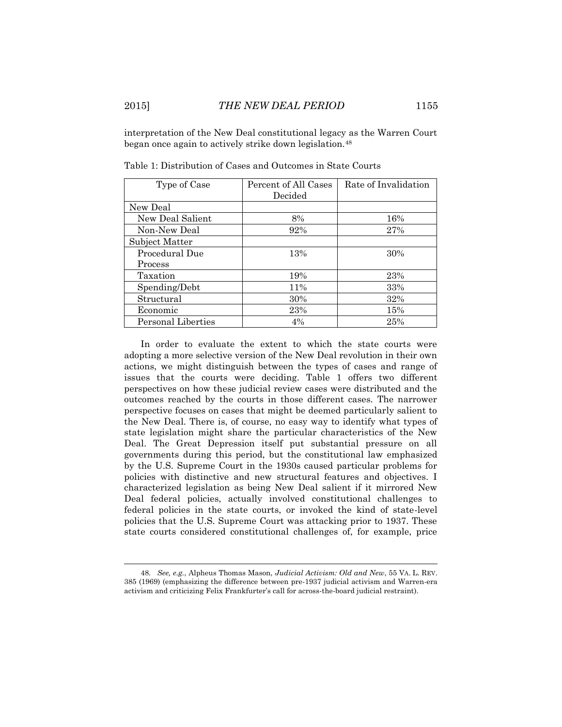interpretation of the New Deal constitutional legacy as the Warren Court began once again to actively strike down legislation.[48]

Table 1: Distribution of Cases and Outcomes in State Courts

| Type of Case | Percent of All Cases Decided | Rate of Invalidation |
|---|---|---|
| New Deal | | |
| New Deal Salient | 8% | 16% |
| Non-New Deal | 92% | 27% |
| Subject Matter | | |
| Procedural Due Process | 13% | 30% |
| Taxation | 19% | 23% |
| Spending/Debt | 11% | 33% |
| Structural | 30% | 32% |
| Economic | 23% | 15% |
| Personal Liberties | 4% | 25% |

In order to evaluate the extent to which the state courts were adopting a more selective version of the New Deal revolution in their own actions, we might distinguish between the types of cases and range of issues that the courts were deciding. Table 1 offers two different perspectives on how these judicial review cases were distributed and the outcomes reached by the courts in those different cases. The narrower perspective focuses on cases that might be deemed particularly salient to the New Deal. There is, of course, no easy way to identify what types of state legislation might share the particular characteristics of the New Deal. The Great Depression itself put substantial pressure on all governments during this period, but the constitutional law emphasized by the U.S. Supreme Court in the 1930s caused particular problems for policies with distinctive and new structural features and objectives. I characterized legislation as being New Deal salient if it mirrored New Deal federal policies, actually involved constitutional challenges to federal policies in the state courts, or invoked the kind of state-level policies that the U.S. Supreme Court was attacking prior to 1937. These state courts considered constitutional challenges of, for example, price

48. *See, e.g.*, Alpheus Thomas Mason, *Judicial Activism: Old and New*, 55 VA. L. REV. 385 (1969) (emphasizing the difference between pre-1937 judicial activism and Warren-era activism and criticizing Felix Frankfurter's call for across-the-board judicial restraint).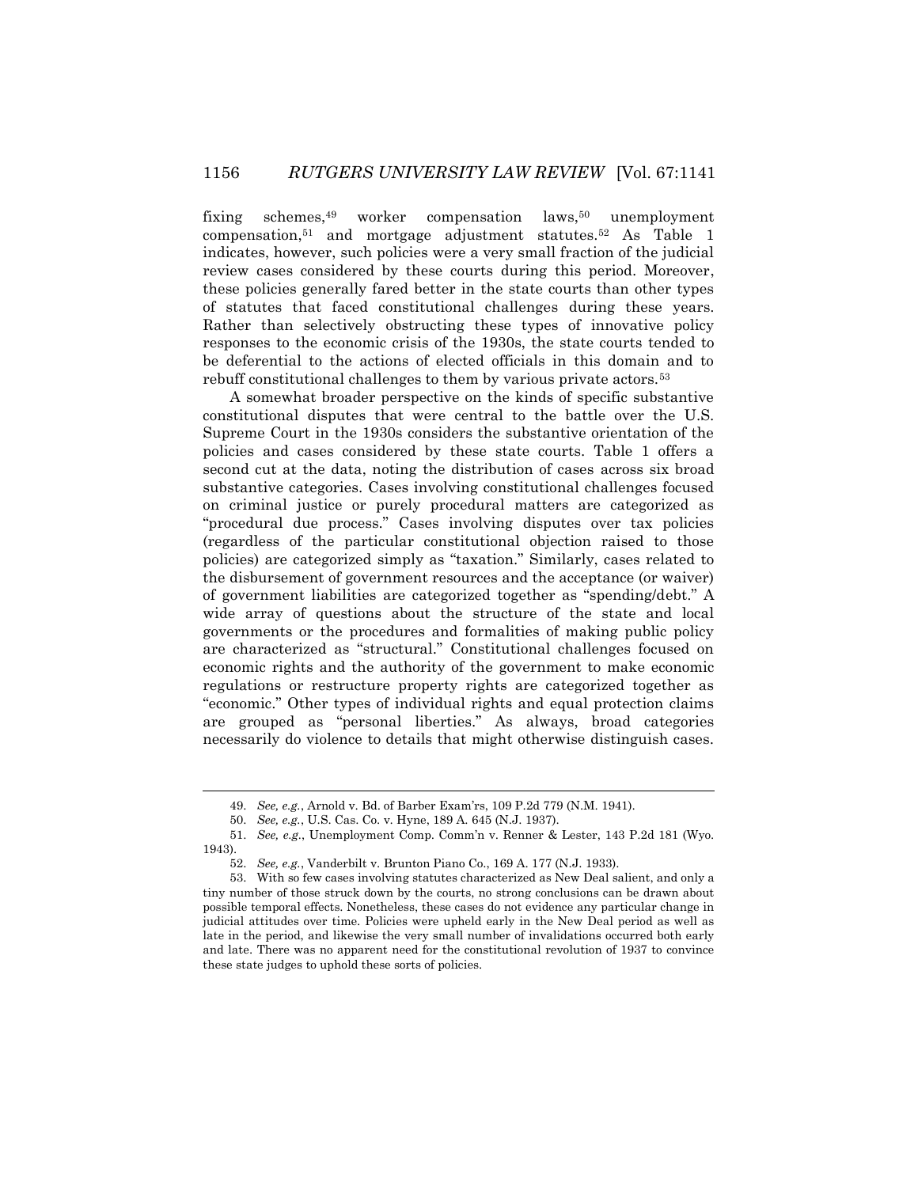fixing schemes,[49] worker compensation laws,[50] unemployment compensation,[51] and mortgage adjustment statutes.[52] As Table 1 indicates, however, such policies were a very small fraction of the judicial review cases considered by these courts during this period. Moreover, these policies generally fared better in the state courts than other types of statutes that faced constitutional challenges during these years. Rather than selectively obstructing these types of innovative policy responses to the economic crisis of the 1930s, the state courts tended to be deferential to the actions of elected officials in this domain and to rebuff constitutional challenges to them by various private actors.[53]

A somewhat broader perspective on the kinds of specific substantive constitutional disputes that were central to the battle over the U.S. Supreme Court in the 1930s considers the substantive orientation of the policies and cases considered by these state courts. Table 1 offers a second cut at the data, noting the distribution of cases across six broad substantive categories. Cases involving constitutional challenges focused on criminal justice or purely procedural matters are categorized as "procedural due process." Cases involving disputes over tax policies (regardless of the particular constitutional objection raised to those policies) are categorized simply as "taxation." Similarly, cases related to the disbursement of government resources and the acceptance (or waiver) of government liabilities are categorized together as "spending/debt." A wide array of questions about the structure of the state and local governments or the procedures and formalities of making public policy are characterized as "structural." Constitutional challenges focused on economic rights and the authority of the government to make economic regulations or restructure property rights are categorized together as "economic." Other types of individual rights and equal protection claims are grouped as "personal liberties." As always, broad categories necessarily do violence to details that might otherwise distinguish cases.

---

49. *See, e.g.*, Arnold v. Bd. of Barber Exam'rs, 109 P.2d 779 (N.M. 1941).

50. *See, e.g.*, U.S. Cas. Co. v. Hyne, 189 A. 645 (N.J. 1937).

51. *See, e.g.*, Unemployment Comp. Comm'n v. Renner & Lester, 143 P.2d 181 (Wyo. 1943).

52. *See, e.g.*, Vanderbilt v. Brunton Piano Co., 169 A. 177 (N.J. 1933).

53. With so few cases involving statutes characterized as New Deal salient, and only a tiny number of those struck down by the courts, no strong conclusions can be drawn about possible temporal effects. Nonetheless, these cases do not evidence any particular change in judicial attitudes over time. Policies were upheld early in the New Deal period as well as late in the period, and likewise the very small number of invalidations occurred both early and late. There was no apparent need for the constitutional revolution of 1937 to convince these state judges to uphold these sorts of policies.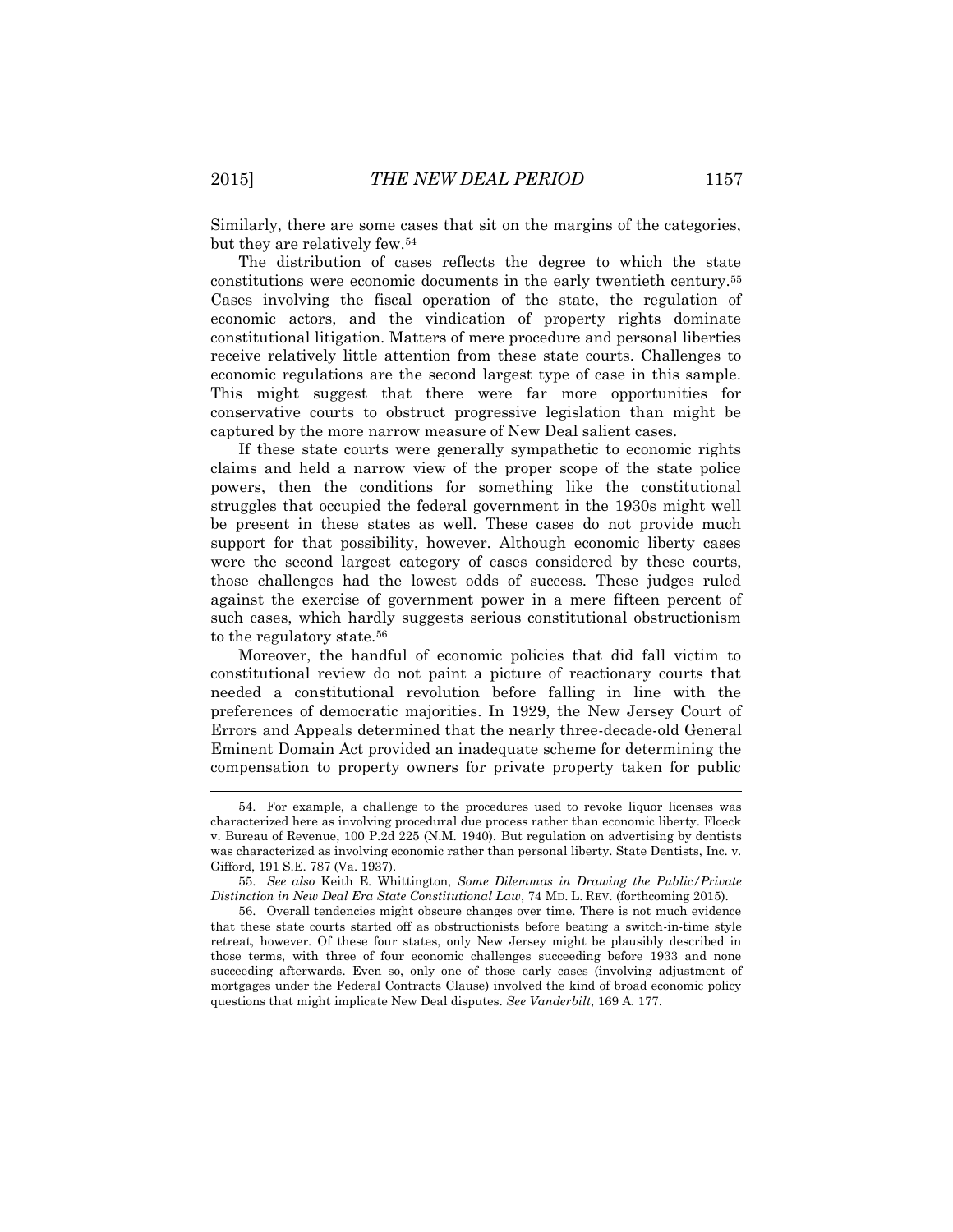Similarly, there are some cases that sit on the margins of the categories, but they are relatively few.[54]

The distribution of cases reflects the degree to which the state constitutions were economic documents in the early twentieth century.[55] Cases involving the fiscal operation of the state, the regulation of economic actors, and the vindication of property rights dominate constitutional litigation. Matters of mere procedure and personal liberties receive relatively little attention from these state courts. Challenges to economic regulations are the second largest type of case in this sample. This might suggest that there were far more opportunities for conservative courts to obstruct progressive legislation than might be captured by the more narrow measure of New Deal salient cases.

If these state courts were generally sympathetic to economic rights claims and held a narrow view of the proper scope of the state police powers, then the conditions for something like the constitutional struggles that occupied the federal government in the 1930s might well be present in these states as well. These cases do not provide much support for that possibility, however. Although economic liberty cases were the second largest category of cases considered by these courts, those challenges had the lowest odds of success. These judges ruled against the exercise of government power in a mere fifteen percent of such cases, which hardly suggests serious constitutional obstructionism to the regulatory state.[56]

Moreover, the handful of economic policies that did fall victim to constitutional review do not paint a picture of reactionary courts that needed a constitutional revolution before falling in line with the preferences of democratic majorities. In 1929, the New Jersey Court of Errors and Appeals determined that the nearly three-decade-old General Eminent Domain Act provided an inadequate scheme for determining the compensation to property owners for private property taken for public

---

54. For example, a challenge to the procedures used to revoke liquor licenses was characterized here as involving procedural due process rather than economic liberty. Floeck v. Bureau of Revenue, 100 P.2d 225 (N.M. 1940). But regulation on advertising by dentists was characterized as involving economic rather than personal liberty. State Dentists, Inc. v. Gifford, 191 S.E. 787 (Va. 1937).

55. *See also* Keith E. Whittington, *Some Dilemmas in Drawing the Public/Private Distinction in New Deal Era State Constitutional Law*, 74 MD. L. REV. (forthcoming 2015).

56. Overall tendencies might obscure changes over time. There is not much evidence that these state courts started off as obstructionists before beating a switch-in-time style retreat, however. Of these four states, only New Jersey might be plausibly described in those terms, with three of four economic challenges succeeding before 1933 and none succeeding afterwards. Even so, only one of those early cases (involving adjustment of mortgages under the Federal Contracts Clause) involved the kind of broad economic policy questions that might implicate New Deal disputes. *See Vanderbilt*, 169 A. 177.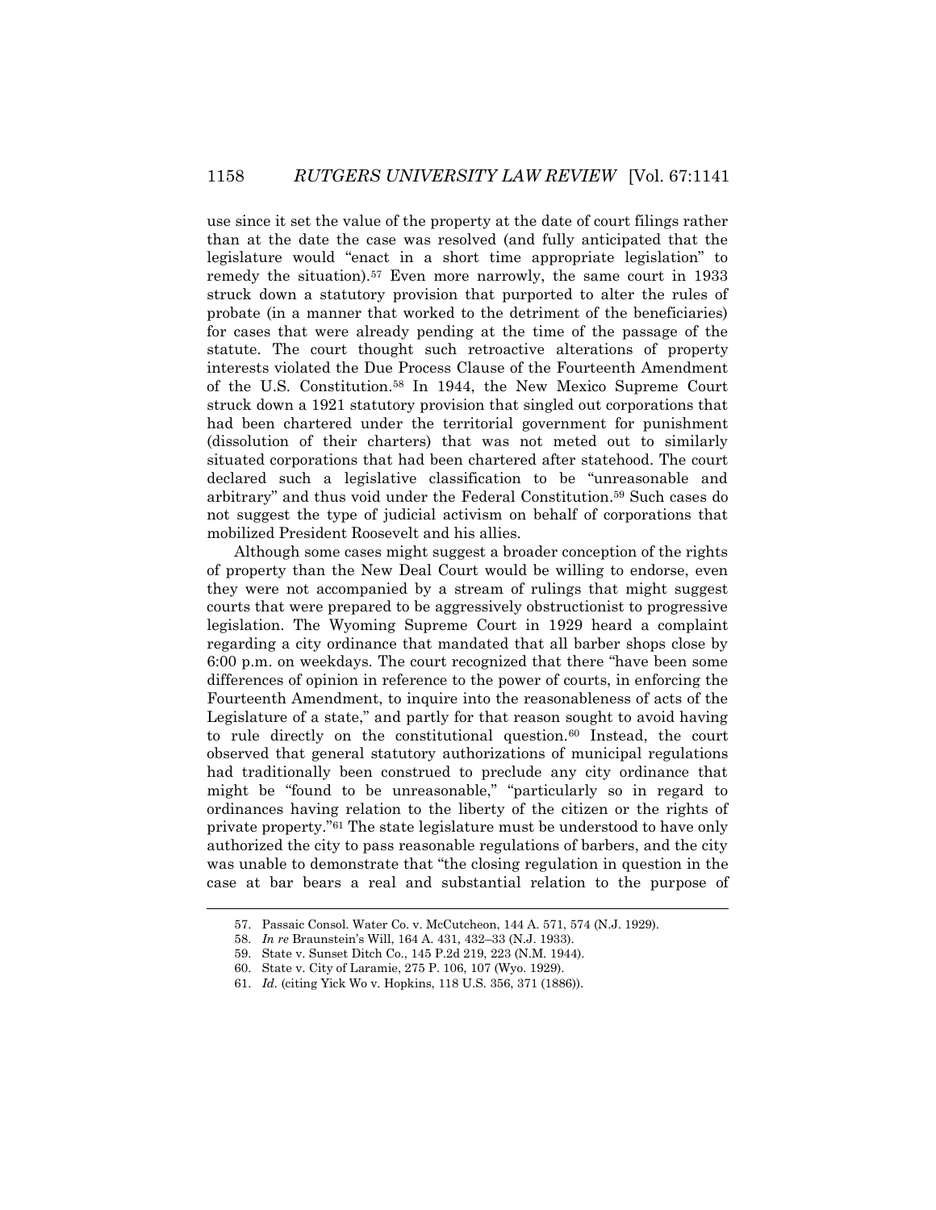use since it set the value of the property at the date of court filings rather than at the date the case was resolved (and fully anticipated that the legislature would "enact in a short time appropriate legislation" to remedy the situation).[57] Even more narrowly, the same court in 1933 struck down a statutory provision that purported to alter the rules of probate (in a manner that worked to the detriment of the beneficiaries) for cases that were already pending at the time of the passage of the statute. The court thought such retroactive alterations of property interests violated the Due Process Clause of the Fourteenth Amendment of the U.S. Constitution.[58] In 1944, the New Mexico Supreme Court struck down a 1921 statutory provision that singled out corporations that had been chartered under the territorial government for punishment (dissolution of their charters) that was not meted out to similarly situated corporations that had been chartered after statehood. The court declared such a legislative classification to be "unreasonable and arbitrary" and thus void under the Federal Constitution.[59] Such cases do not suggest the type of judicial activism on behalf of corporations that mobilized President Roosevelt and his allies.

Although some cases might suggest a broader conception of the rights of property than the New Deal Court would be willing to endorse, even they were not accompanied by a stream of rulings that might suggest courts that were prepared to be aggressively obstructionist to progressive legislation. The Wyoming Supreme Court in 1929 heard a complaint regarding a city ordinance that mandated that all barber shops close by 6:00 p.m. on weekdays. The court recognized that there "have been some differences of opinion in reference to the power of courts, in enforcing the Fourteenth Amendment, to inquire into the reasonableness of acts of the Legislature of a state," and partly for that reason sought to avoid having to rule directly on the constitutional question.[60] Instead, the court observed that general statutory authorizations of municipal regulations had traditionally been construed to preclude any city ordinance that might be "found to be unreasonable," "particularly so in regard to ordinances having relation to the liberty of the citizen or the rights of private property."[61] The state legislature must be understood to have only authorized the city to pass reasonable regulations of barbers, and the city was unable to demonstrate that "the closing regulation in question in the case at bar bears a real and substantial relation to the purpose of

---

57. Passaic Consol. Water Co. v. McCutcheon, 144 A. 571, 574 (N.J. 1929).

58. *In re* Braunstein's Will, 164 A. 431, 432–33 (N.J. 1933).

59. State v. Sunset Ditch Co., 145 P.2d 219, 223 (N.M. 1944).

60. State v. City of Laramie, 275 P. 106, 107 (Wyo. 1929).

61. *Id.* (citing Yick Wo v. Hopkins, 118 U.S. 356, 371 (1886)).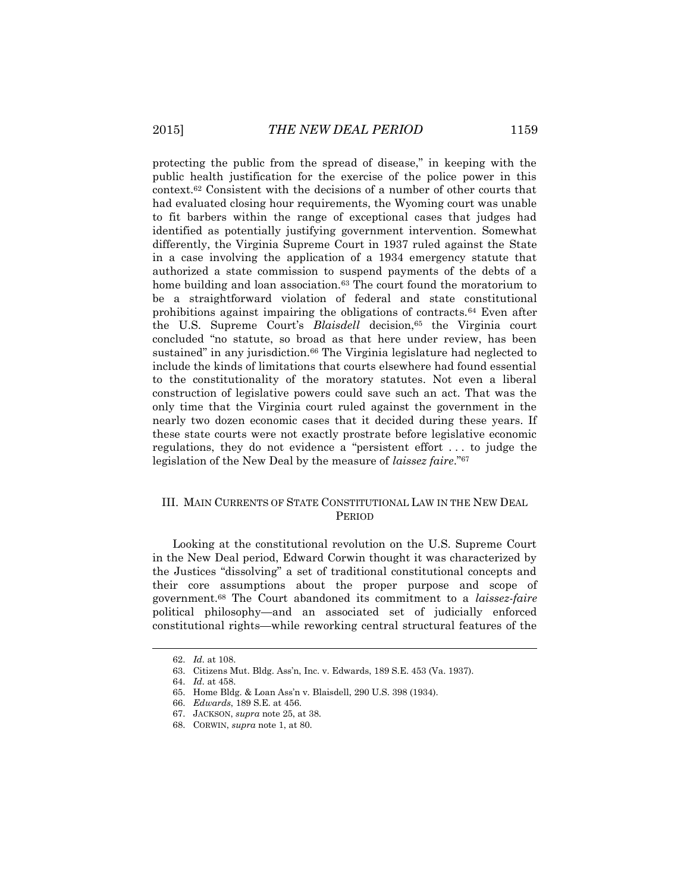protecting the public from the spread of disease," in keeping with the public health justification for the exercise of the police power in this context.[62] Consistent with the decisions of a number of other courts that had evaluated closing hour requirements, the Wyoming court was unable to fit barbers within the range of exceptional cases that judges had identified as potentially justifying government intervention. Somewhat differently, the Virginia Supreme Court in 1937 ruled against the State in a case involving the application of a 1934 emergency statute that authorized a state commission to suspend payments of the debts of a home building and loan association.[63] The court found the moratorium to be a straightforward violation of federal and state constitutional prohibitions against impairing the obligations of contracts.[64] Even after the U.S. Supreme Court's *Blaisdell* decision,[65] the Virginia court concluded "no statute, so broad as that here under review, has been sustained" in any jurisdiction.[66] The Virginia legislature had neglected to include the kinds of limitations that courts elsewhere had found essential to the constitutionality of the moratory statutes. Not even a liberal construction of legislative powers could save such an act. That was the only time that the Virginia court ruled against the government in the nearly two dozen economic cases that it decided during these years. If these state courts were not exactly prostrate before legislative economic regulations, they do not evidence a "persistent effort . . . to judge the legislation of the New Deal by the measure of *laissez faire*."[67]

## III. Main Currents of State Constitutional Law in the New Deal Period

Looking at the constitutional revolution on the U.S. Supreme Court in the New Deal period, Edward Corwin thought it was characterized by the Justices "dissolving" a set of traditional constitutional concepts and their core assumptions about the proper purpose and scope of government.[68] The Court abandoned its commitment to a *laissez-faire* political philosophy—and an associated set of judicially enforced constitutional rights—while reworking central structural features of the

---

62. *Id.* at 108.
63. Citizens Mut. Bldg. Ass'n, Inc. v. Edwards, 189 S.E. 453 (Va. 1937).
64. *Id.* at 458.
65. Home Bldg. & Loan Ass'n v. Blaisdell, 290 U.S. 398 (1934).
66. *Edwards*, 189 S.E. at 456.
67. JACKSON, *supra* note 25, at 38.
68. CORWIN, *supra* note 1, at 80.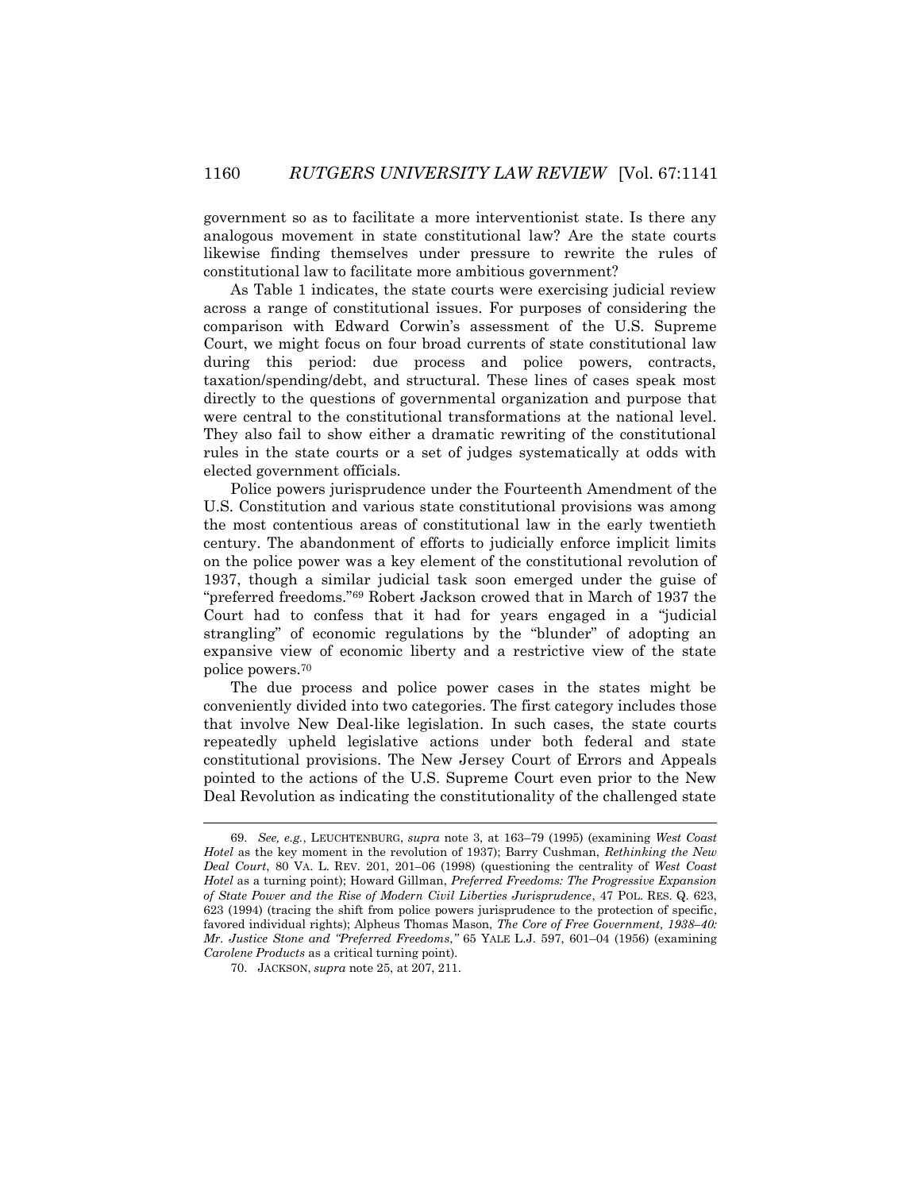government so as to facilitate a more interventionist state. Is there any analogous movement in state constitutional law? Are the state courts likewise finding themselves under pressure to rewrite the rules of constitutional law to facilitate more ambitious government?

As Table 1 indicates, the state courts were exercising judicial review across a range of constitutional issues. For purposes of considering the comparison with Edward Corwin's assessment of the U.S. Supreme Court, we might focus on four broad currents of state constitutional law during this period: due process and police powers, contracts, taxation/spending/debt, and structural. These lines of cases speak most directly to the questions of governmental organization and purpose that were central to the constitutional transformations at the national level. They also fail to show either a dramatic rewriting of the constitutional rules in the state courts or a set of judges systematically at odds with elected government officials.

Police powers jurisprudence under the Fourteenth Amendment of the U.S. Constitution and various state constitutional provisions was among the most contentious areas of constitutional law in the early twentieth century. The abandonment of efforts to judicially enforce implicit limits on the police power was a key element of the constitutional revolution of 1937, though a similar judicial task soon emerged under the guise of "preferred freedoms."[69] Robert Jackson crowed that in March of 1937 the Court had to confess that it had for years engaged in a "judicial strangling" of economic regulations by the "blunder" of adopting an expansive view of economic liberty and a restrictive view of the state police powers.[70]

The due process and police power cases in the states might be conveniently divided into two categories. The first category includes those that involve New Deal-like legislation. In such cases, the state courts repeatedly upheld legislative actions under both federal and state constitutional provisions. The New Jersey Court of Errors and Appeals pointed to the actions of the U.S. Supreme Court even prior to the New Deal Revolution as indicating the constitutionality of the challenged state

---

69. *See, e.g.*, LEUCHTENBURG, *supra* note 3, at 163–79 (1995) (examining *West Coast Hotel* as the key moment in the revolution of 1937); Barry Cushman, *Rethinking the New Deal Court*, 80 VA. L. REV. 201, 201–06 (1998) (questioning the centrality of *West Coast Hotel* as a turning point); Howard Gillman, *Preferred Freedoms: The Progressive Expansion of State Power and the Rise of Modern Civil Liberties Jurisprudence*, 47 POL. RES. Q. 623, 623 (1994) (tracing the shift from police powers jurisprudence to the protection of specific, favored individual rights); Alpheus Thomas Mason, *The Core of Free Government, 1938–40: Mr. Justice Stone and "Preferred Freedoms*,*"* 65 YALE L.J. 597, 601–04 (1956) (examining *Carolene Products* as a critical turning point).

70. JACKSON, *supra* note 25, at 207, 211.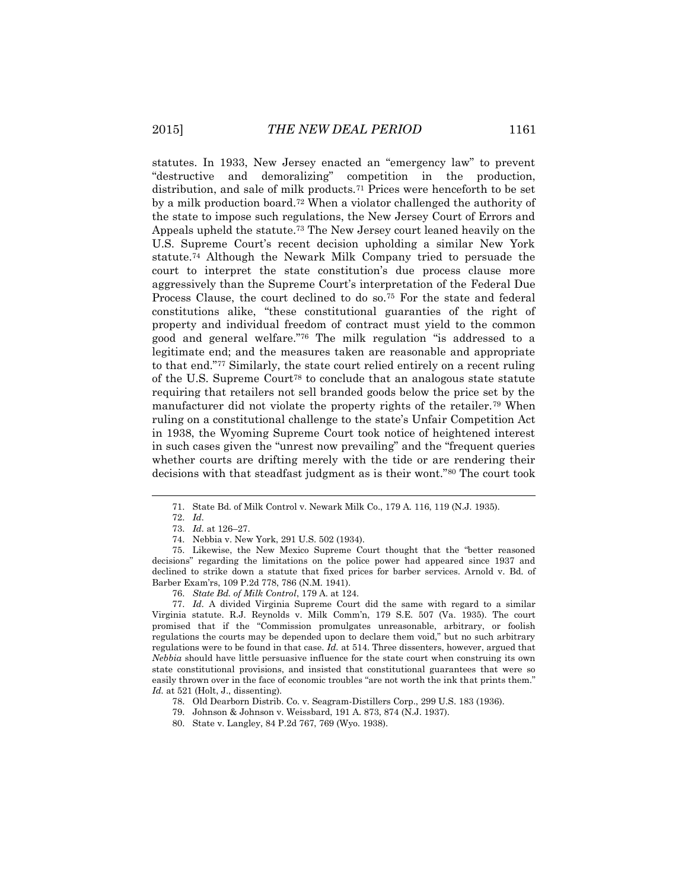statutes. In 1933, New Jersey enacted an "emergency law" to prevent "destructive and demoralizing" competition in the production, distribution, and sale of milk products.[71] Prices were henceforth to be set by a milk production board.[72] When a violator challenged the authority of the state to impose such regulations, the New Jersey Court of Errors and Appeals upheld the statute.[73] The New Jersey court leaned heavily on the U.S. Supreme Court's recent decision upholding a similar New York statute.[74] Although the Newark Milk Company tried to persuade the court to interpret the state constitution's due process clause more aggressively than the Supreme Court's interpretation of the Federal Due Process Clause, the court declined to do so.[75] For the state and federal constitutions alike, "these constitutional guaranties of the right of property and individual freedom of contract must yield to the common good and general welfare."[76] The milk regulation "is addressed to a legitimate end; and the measures taken are reasonable and appropriate to that end."[77] Similarly, the state court relied entirely on a recent ruling of the U.S. Supreme Court[78] to conclude that an analogous state statute requiring that retailers not sell branded goods below the price set by the manufacturer did not violate the property rights of the retailer.[79] When ruling on a constitutional challenge to the state's Unfair Competition Act in 1938, the Wyoming Supreme Court took notice of heightened interest in such cases given the "unrest now prevailing" and the "frequent queries whether courts are drifting merely with the tide or are rendering their decisions with that steadfast judgment as is their wont."[80] The court took

---

71. State Bd. of Milk Control v. Newark Milk Co., 179 A. 116, 119 (N.J. 1935).

72. *Id.*

73. *Id.* at 126–27.

74. Nebbia v. New York, 291 U.S. 502 (1934).

75. Likewise, the New Mexico Supreme Court thought that the "better reasoned decisions" regarding the limitations on the police power had appeared since 1937 and declined to strike down a statute that fixed prices for barber services. Arnold v. Bd. of Barber Exam'rs, 109 P.2d 778, 786 (N.M. 1941).

76. *State Bd. of Milk Control*, 179 A. at 124.

77. *Id.* A divided Virginia Supreme Court did the same with regard to a similar Virginia statute. R.J. Reynolds v. Milk Comm'n, 179 S.E. 507 (Va. 1935). The court promised that if the "Commission promulgates unreasonable, arbitrary, or foolish regulations the courts may be depended upon to declare them void," but no such arbitrary regulations were to be found in that case. *Id.* at 514. Three dissenters, however, argued that *Nebbia* should have little persuasive influence for the state court when construing its own state constitutional provisions, and insisted that constitutional guarantees that were so easily thrown over in the face of economic troubles "are not worth the ink that prints them." *Id.* at 521 (Holt, J., dissenting).

78. Old Dearborn Distrib. Co. v. Seagram-Distillers Corp., 299 U.S. 183 (1936).

79. Johnson & Johnson v. Weissbard, 191 A. 873, 874 (N.J. 1937).

80. State v. Langley, 84 P.2d 767, 769 (Wyo. 1938).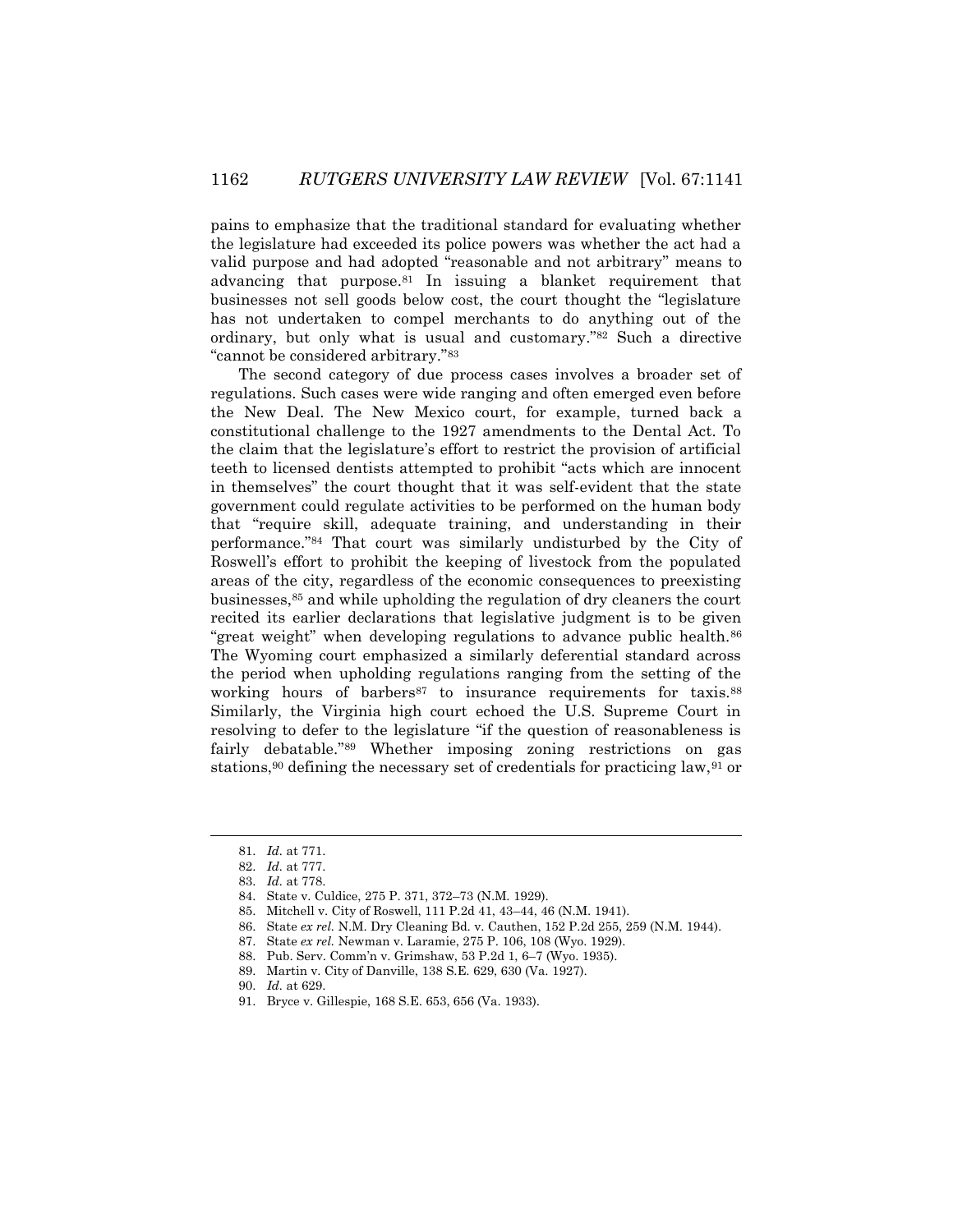pains to emphasize that the traditional standard for evaluating whether the legislature had exceeded its police powers was whether the act had a valid purpose and had adopted "reasonable and not arbitrary" means to advancing that purpose.[81] In issuing a blanket requirement that businesses not sell goods below cost, the court thought the "legislature has not undertaken to compel merchants to do anything out of the ordinary, but only what is usual and customary."[82] Such a directive "cannot be considered arbitrary."[83]

The second category of due process cases involves a broader set of regulations. Such cases were wide ranging and often emerged even before the New Deal. The New Mexico court, for example, turned back a constitutional challenge to the 1927 amendments to the Dental Act. To the claim that the legislature's effort to restrict the provision of artificial teeth to licensed dentists attempted to prohibit "acts which are innocent in themselves" the court thought that it was self-evident that the state government could regulate activities to be performed on the human body that "require skill, adequate training, and understanding in their performance."[84] That court was similarly undisturbed by the City of Roswell's effort to prohibit the keeping of livestock from the populated areas of the city, regardless of the economic consequences to preexisting businesses,[85] and while upholding the regulation of dry cleaners the court recited its earlier declarations that legislative judgment is to be given "great weight" when developing regulations to advance public health.[86] The Wyoming court emphasized a similarly deferential standard across the period when upholding regulations ranging from the setting of the working hours of barbers[87] to insurance requirements for taxis.[88] Similarly, the Virginia high court echoed the U.S. Supreme Court in resolving to defer to the legislature "if the question of reasonableness is fairly debatable."[89] Whether imposing zoning restrictions on gas stations,[90] defining the necessary set of credentials for practicing law,[91] or

---

81. *Id.* at 771.
82. *Id.* at 777.
83. *Id.* at 778.
84. State v. Culdice, 275 P. 371, 372–73 (N.M. 1929).
85. Mitchell v. City of Roswell, 111 P.2d 41, 43–44, 46 (N.M. 1941).
86. State *ex rel.* N.M. Dry Cleaning Bd. v. Cauthen, 152 P.2d 255, 259 (N.M. 1944).
87. State *ex rel.* Newman v. Laramie, 275 P. 106, 108 (Wyo. 1929).
88. Pub. Serv. Comm'n v. Grimshaw, 53 P.2d 1, 6–7 (Wyo. 1935).
89. Martin v. City of Danville, 138 S.E. 629, 630 (Va. 1927).
90. *Id.* at 629.
91. Bryce v. Gillespie, 168 S.E. 653, 656 (Va. 1933).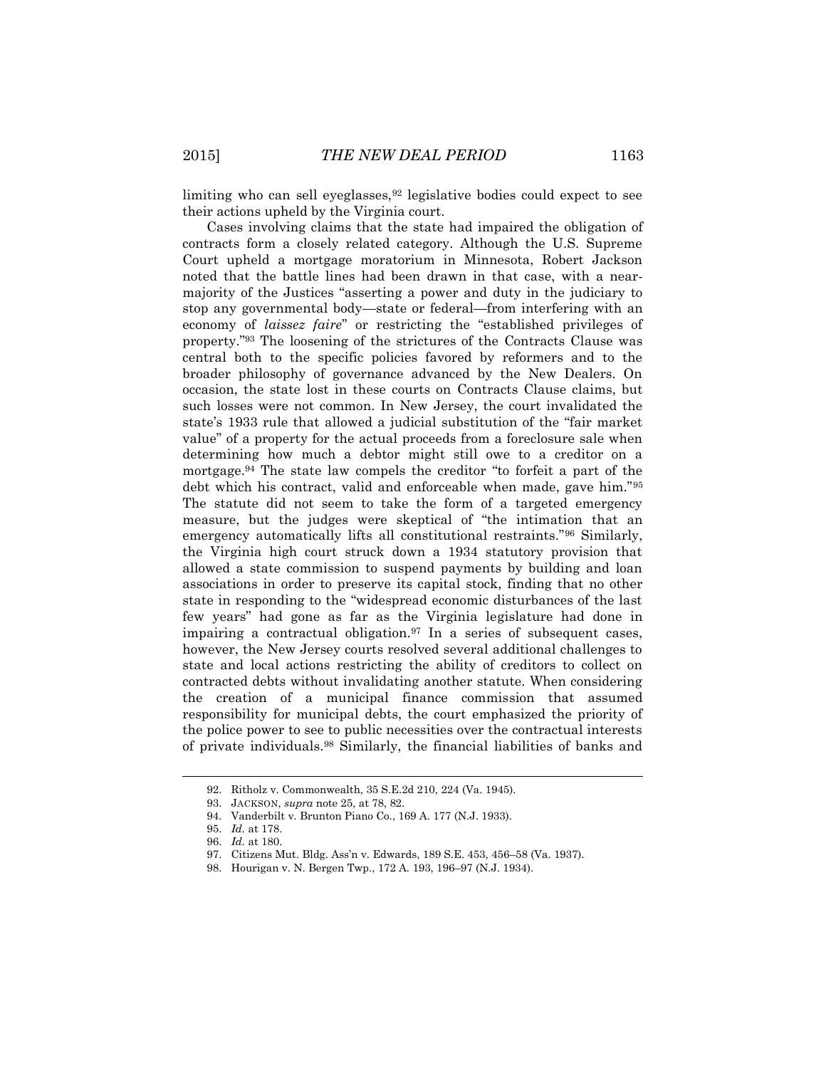limiting who can sell eyeglasses,[92] legislative bodies could expect to see their actions upheld by the Virginia court.

Cases involving claims that the state had impaired the obligation of contracts form a closely related category. Although the U.S. Supreme Court upheld a mortgage moratorium in Minnesota, Robert Jackson noted that the battle lines had been drawn in that case, with a near-majority of the Justices "asserting a power and duty in the judiciary to stop any governmental body—state or federal—from interfering with an economy of *laissez faire*" or restricting the "established privileges of property."[93] The loosening of the strictures of the Contracts Clause was central both to the specific policies favored by reformers and to the broader philosophy of governance advanced by the New Dealers. On occasion, the state lost in these courts on Contracts Clause claims, but such losses were not common. In New Jersey, the court invalidated the state's 1933 rule that allowed a judicial substitution of the "fair market value" of a property for the actual proceeds from a foreclosure sale when determining how much a debtor might still owe to a creditor on a mortgage.[94] The state law compels the creditor "to forfeit a part of the debt which his contract, valid and enforceable when made, gave him."[95] The statute did not seem to take the form of a targeted emergency measure, but the judges were skeptical of "the intimation that an emergency automatically lifts all constitutional restraints."[96] Similarly, the Virginia high court struck down a 1934 statutory provision that allowed a state commission to suspend payments by building and loan associations in order to preserve its capital stock, finding that no other state in responding to the "widespread economic disturbances of the last few years" had gone as far as the Virginia legislature had done in impairing a contractual obligation.[97] In a series of subsequent cases, however, the New Jersey courts resolved several additional challenges to state and local actions restricting the ability of creditors to collect on contracted debts without invalidating another statute. When considering the creation of a municipal finance commission that assumed responsibility for municipal debts, the court emphasized the priority of the police power to see to public necessities over the contractual interests of private individuals.[98] Similarly, the financial liabilities of banks and

---

92. Ritholz v. Commonwealth, 35 S.E.2d 210, 224 (Va. 1945).

93. JACKSON, *supra* note 25, at 78, 82.

94. Vanderbilt v. Brunton Piano Co., 169 A. 177 (N.J. 1933).

95. *Id.* at 178.

96. *Id.* at 180.

97. Citizens Mut. Bldg. Ass'n v. Edwards, 189 S.E. 453, 456–58 (Va. 1937).

98. Hourigan v. N. Bergen Twp., 172 A. 193, 196–97 (N.J. 1934).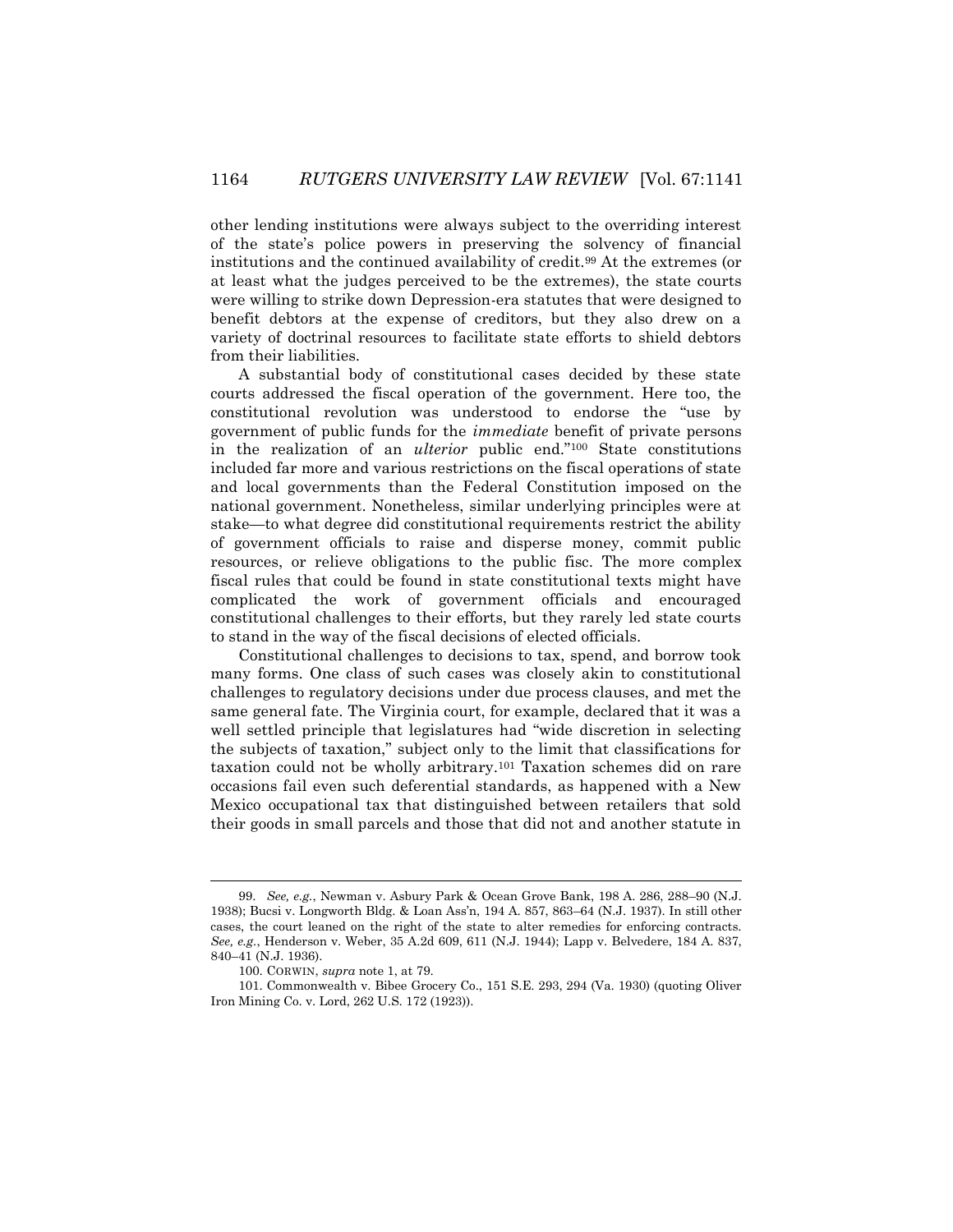other lending institutions were always subject to the overriding interest of the state's police powers in preserving the solvency of financial institutions and the continued availability of credit.[99] At the extremes (or at least what the judges perceived to be the extremes), the state courts were willing to strike down Depression-era statutes that were designed to benefit debtors at the expense of creditors, but they also drew on a variety of doctrinal resources to facilitate state efforts to shield debtors from their liabilities.

A substantial body of constitutional cases decided by these state courts addressed the fiscal operation of the government. Here too, the constitutional revolution was understood to endorse the "use by government of public funds for the *immediate* benefit of private persons in the realization of an *ulterior* public end."[100] State constitutions included far more and various restrictions on the fiscal operations of state and local governments than the Federal Constitution imposed on the national government. Nonetheless, similar underlying principles were at stake—to what degree did constitutional requirements restrict the ability of government officials to raise and disperse money, commit public resources, or relieve obligations to the public fisc. The more complex fiscal rules that could be found in state constitutional texts might have complicated the work of government officials and encouraged constitutional challenges to their efforts, but they rarely led state courts to stand in the way of the fiscal decisions of elected officials.

Constitutional challenges to decisions to tax, spend, and borrow took many forms. One class of such cases was closely akin to constitutional challenges to regulatory decisions under due process clauses, and met the same general fate. The Virginia court, for example, declared that it was a well settled principle that legislatures had "wide discretion in selecting the subjects of taxation," subject only to the limit that classifications for taxation could not be wholly arbitrary.[101] Taxation schemes did on rare occasions fail even such deferential standards, as happened with a New Mexico occupational tax that distinguished between retailers that sold their goods in small parcels and those that did not and another statute in

---

99. *See, e.g.*, Newman v. Asbury Park & Ocean Grove Bank, 198 A. 286, 288–90 (N.J. 1938); Bucsi v. Longworth Bldg. & Loan Ass'n, 194 A. 857, 863–64 (N.J. 1937). In still other cases, the court leaned on the right of the state to alter remedies for enforcing contracts. *See, e.g.*, Henderson v. Weber, 35 A.2d 609, 611 (N.J. 1944); Lapp v. Belvedere, 184 A. 837, 840–41 (N.J. 1936).

100. CORWIN, *supra* note 1, at 79.

101. Commonwealth v. Bibee Grocery Co., 151 S.E. 293, 294 (Va. 1930) (quoting Oliver Iron Mining Co. v. Lord, 262 U.S. 172 (1923)).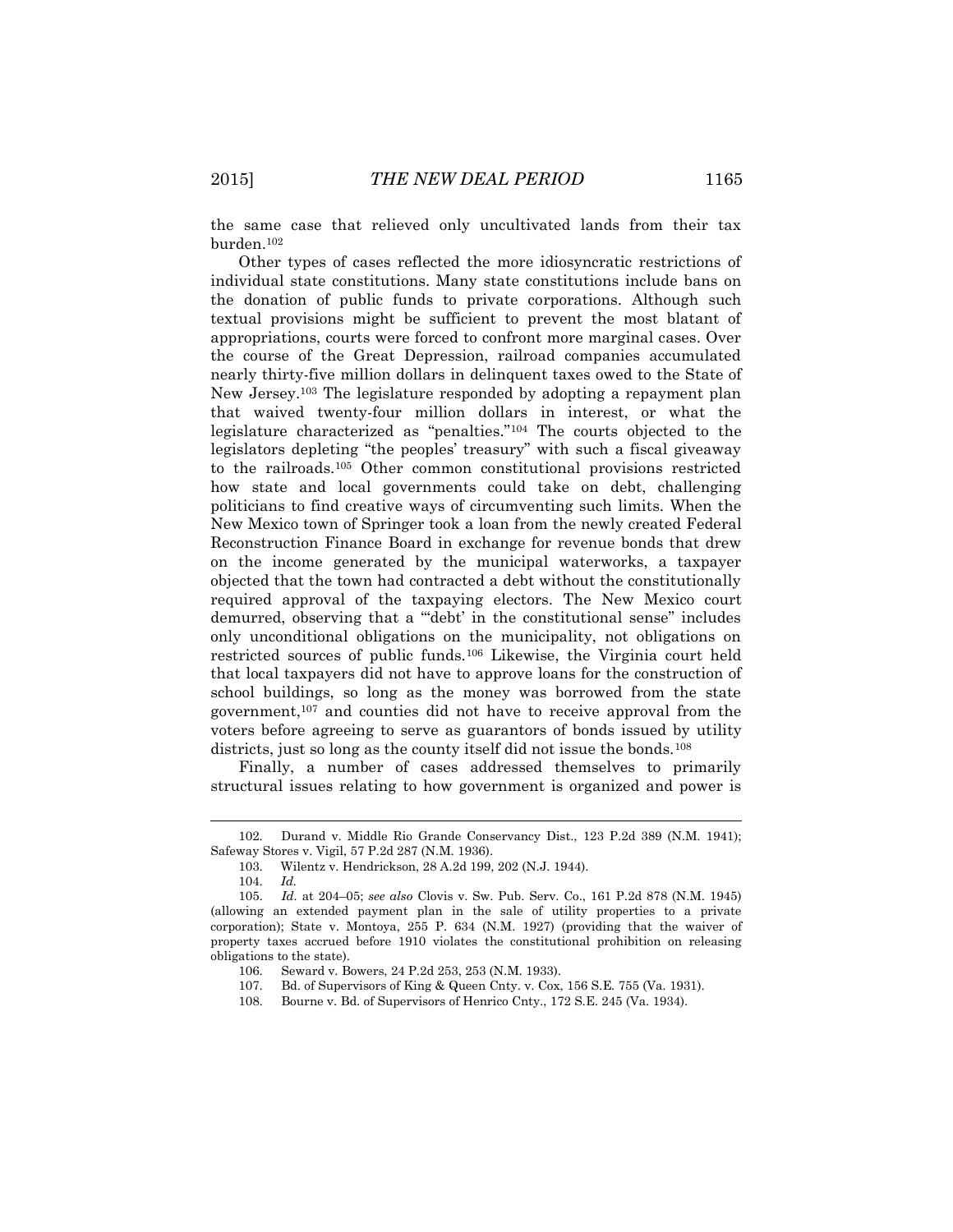the same case that relieved only uncultivated lands from their tax burden.[102]

Other types of cases reflected the more idiosyncratic restrictions of individual state constitutions. Many state constitutions include bans on the donation of public funds to private corporations. Although such textual provisions might be sufficient to prevent the most blatant of appropriations, courts were forced to confront more marginal cases. Over the course of the Great Depression, railroad companies accumulated nearly thirty-five million dollars in delinquent taxes owed to the State of New Jersey.[103] The legislature responded by adopting a repayment plan that waived twenty-four million dollars in interest, or what the legislature characterized as "penalties."[104] The courts objected to the legislators depleting "the peoples' treasury" with such a fiscal giveaway to the railroads.[105] Other common constitutional provisions restricted how state and local governments could take on debt, challenging politicians to find creative ways of circumventing such limits. When the New Mexico town of Springer took a loan from the newly created Federal Reconstruction Finance Board in exchange for revenue bonds that drew on the income generated by the municipal waterworks, a taxpayer objected that the town had contracted a debt without the constitutionally required approval of the taxpaying electors. The New Mexico court demurred, observing that a "'debt' in the constitutional sense" includes only unconditional obligations on the municipality, not obligations on restricted sources of public funds.[106] Likewise, the Virginia court held that local taxpayers did not have to approve loans for the construction of school buildings, so long as the money was borrowed from the state government,[107] and counties did not have to receive approval from the voters before agreeing to serve as guarantors of bonds issued by utility districts, just so long as the county itself did not issue the bonds.[108]

Finally, a number of cases addressed themselves to primarily structural issues relating to how government is organized and power is

---

102. Durand v. Middle Rio Grande Conservancy Dist., 123 P.2d 389 (N.M. 1941); Safeway Stores v. Vigil, 57 P.2d 287 (N.M. 1936).

103. Wilentz v. Hendrickson, 28 A.2d 199, 202 (N.J. 1944).

104. *Id.*

105. *Id*. at 204–05; *see also* Clovis v. Sw. Pub. Serv. Co., 161 P.2d 878 (N.M. 1945) (allowing an extended payment plan in the sale of utility properties to a private corporation); State v. Montoya, 255 P. 634 (N.M. 1927) (providing that the waiver of property taxes accrued before 1910 violates the constitutional prohibition on releasing obligations to the state).

106. Seward v. Bowers, 24 P.2d 253, 253 (N.M. 1933).

107. Bd. of Supervisors of King & Queen Cnty. v. Cox, 156 S.E. 755 (Va. 1931).

108. Bourne v. Bd. of Supervisors of Henrico Cnty., 172 S.E. 245 (Va. 1934).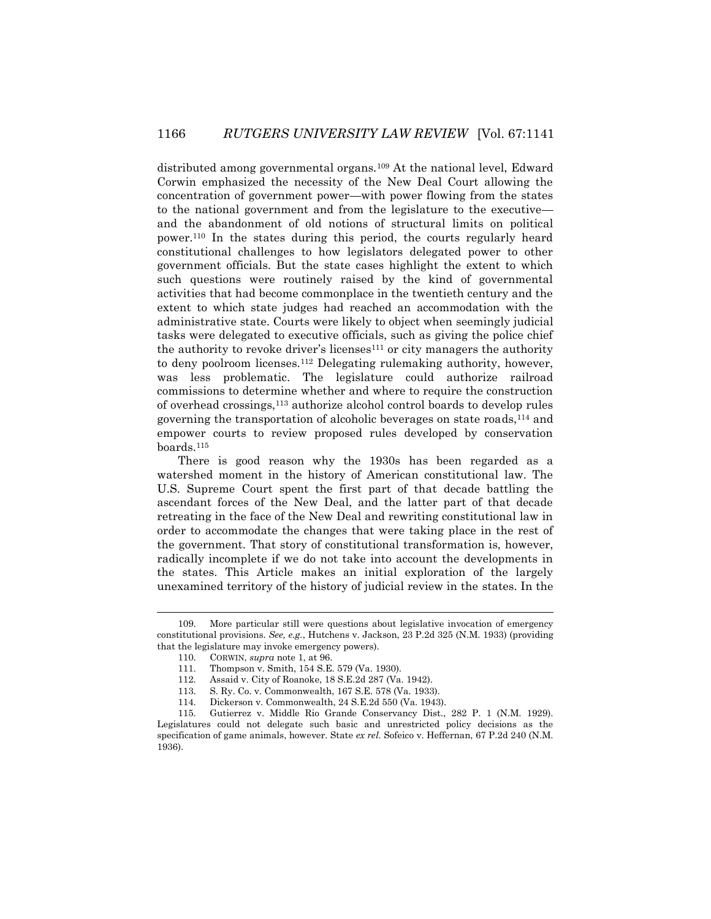distributed among governmental organs.[109] At the national level, Edward Corwin emphasized the necessity of the New Deal Court allowing the concentration of government power—with power flowing from the states to the national government and from the legislature to the executive—and the abandonment of old notions of structural limits on political power.[110] In the states during this period, the courts regularly heard constitutional challenges to how legislators delegated power to other government officials. But the state cases highlight the extent to which such questions were routinely raised by the kind of governmental activities that had become commonplace in the twentieth century and the extent to which state judges had reached an accommodation with the administrative state. Courts were likely to object when seemingly judicial tasks were delegated to executive officials, such as giving the police chief the authority to revoke driver's licenses[111] or city managers the authority to deny poolroom licenses.[112] Delegating rulemaking authority, however, was less problematic. The legislature could authorize railroad commissions to determine whether and where to require the construction of overhead crossings,[113] authorize alcohol control boards to develop rules governing the transportation of alcoholic beverages on state roads,[114] and empower courts to review proposed rules developed by conservation boards.[115]

There is good reason why the 1930s has been regarded as a watershed moment in the history of American constitutional law. The U.S. Supreme Court spent the first part of that decade battling the ascendant forces of the New Deal, and the latter part of that decade retreating in the face of the New Deal and rewriting constitutional law in order to accommodate the changes that were taking place in the rest of the government. That story of constitutional transformation is, however, radically incomplete if we do not take into account the developments in the states. This Article makes an initial exploration of the largely unexamined territory of the history of judicial review in the states. In the

---

109. More particular still were questions about legislative invocation of emergency constitutional provisions. *See, e.g.*, Hutchens v. Jackson, 23 P.2d 325 (N.M. 1933) (providing that the legislature may invoke emergency powers).

110. CORWIN, *supra* note 1, at 96.

111. Thompson v. Smith, 154 S.E. 579 (Va. 1930).

112. Assaid v. City of Roanoke, 18 S.E.2d 287 (Va. 1942).

113. S. Ry. Co. v. Commonwealth, 167 S.E. 578 (Va. 1933).

114. Dickerson v. Commonwealth, 24 S.E.2d 550 (Va. 1943).

115. Gutierrez v. Middle Rio Grande Conservancy Dist., 282 P. 1 (N.M. 1929). Legislatures could not delegate such basic and unrestricted policy decisions as the specification of game animals, however. State *ex rel.* Sofeico v. Heffernan, 67 P.2d 240 (N.M. 1936).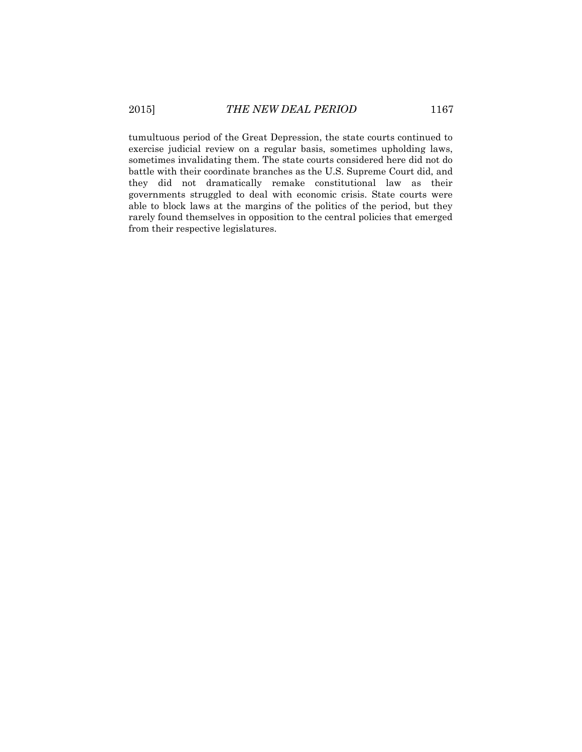tumultuous period of the Great Depression, the state courts continued to exercise judicial review on a regular basis, sometimes upholding laws, sometimes invalidating them. The state courts considered here did not do battle with their coordinate branches as the U.S. Supreme Court did, and they did not dramatically remake constitutional law as their governments struggled to deal with economic crisis. State courts were able to block laws at the margins of the politics of the period, but they rarely found themselves in opposition to the central policies that emerged from their respective legislatures.